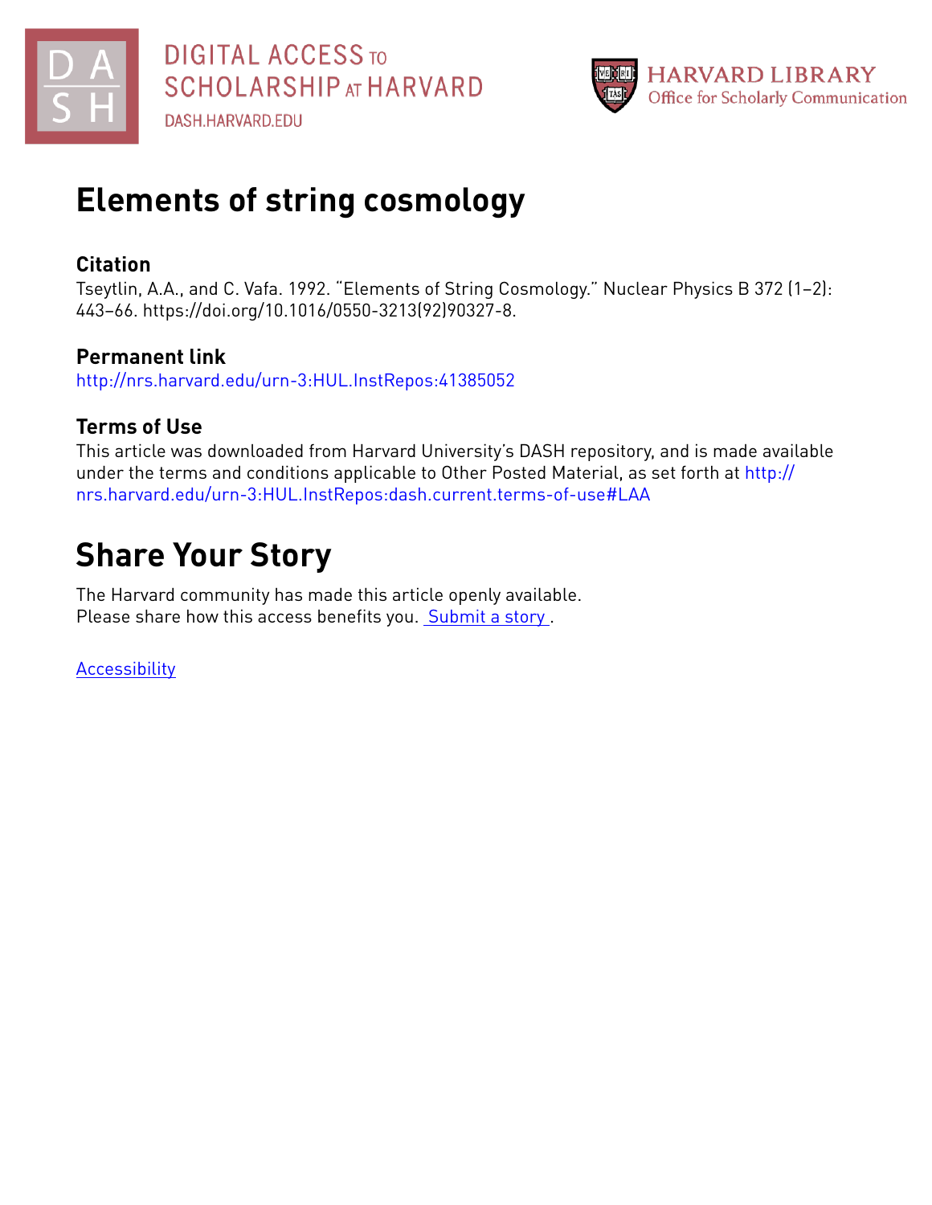DIGITAL ACCESS TO SCHOLARSHIP AT HARVARD

DASH.HARVARD.EDU

HARVARD LIBRARY
Office for Scholarly Communication

# Elements of string cosmology

## Citation

Tseytlin, A.A., and C. Vafa. 1992. "Elements of String Cosmology." Nuclear Physics B 372 (1–2): 443–66. https://doi.org/10.1016/0550-3213(92)90327-8.

## Permanent link

http://nrs.harvard.edu/urn-3:HUL.InstRepos:41385052

## Terms of Use

This article was downloaded from Harvard University's DASH repository, and is made available under the terms and conditions applicable to Other Posted Material, as set forth at http://nrs.harvard.edu/urn-3:HUL.InstRepos:dash.current.terms-of-use#LAA

# Share Your Story

The Harvard community has made this article openly available.
Please share how this access benefits you. Submit a story .

Accessibility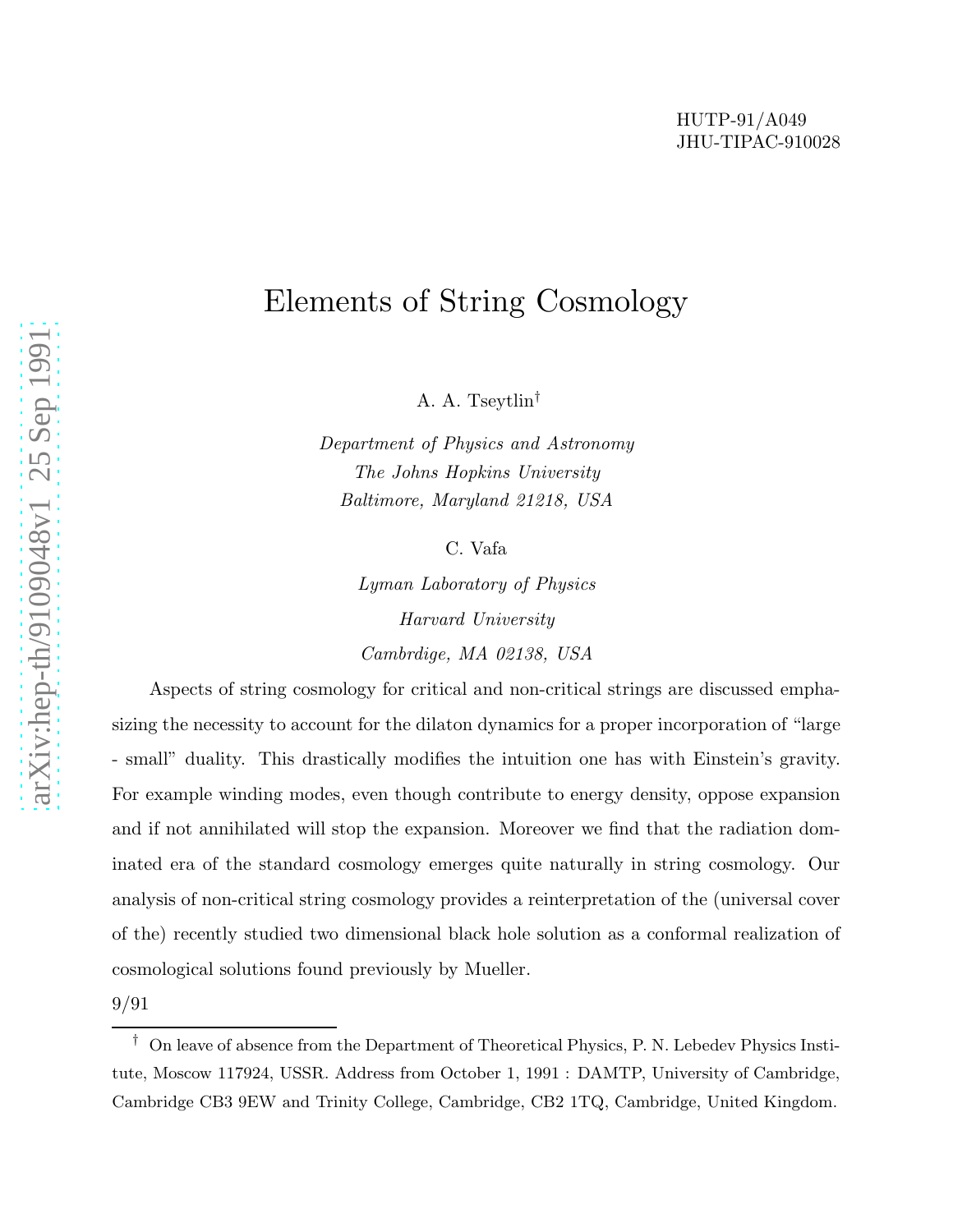HUTP-91/A049
JHU-TIPAC-910028

# Elements of String Cosmology

A. A. Tseytlin†

*Department of Physics and Astronomy*
*The Johns Hopkins University*
*Baltimore, Maryland 21218, USA*

C. Vafa

*Lyman Laboratory of Physics*
*Harvard University*
*Cambrdige, MA 02138, USA*

Aspects of string cosmology for critical and non-critical strings are discussed emphasizing the necessity to account for the dilaton dynamics for a proper incorporation of "large - small" duality. This drastically modifies the intuition one has with Einstein's gravity. For example winding modes, even though contribute to energy density, oppose expansion and if not annihilated will stop the expansion. Moreover we find that the radiation dominated era of the standard cosmology emerges quite naturally in string cosmology. Our analysis of non-critical string cosmology provides a reinterpretation of the (universal cover of the) recently studied two dimensional black hole solution as a conformal realization of cosmological solutions found previously by Mueller.

9/91

† On leave of absence from the Department of Theoretical Physics, P. N. Lebedev Physics Institute, Moscow 117924, USSR. Address from October 1, 1991 : DAMTP, University of Cambridge, Cambridge CB3 9EW and Trinity College, Cambridge, CB2 1TQ, Cambridge, United Kingdom.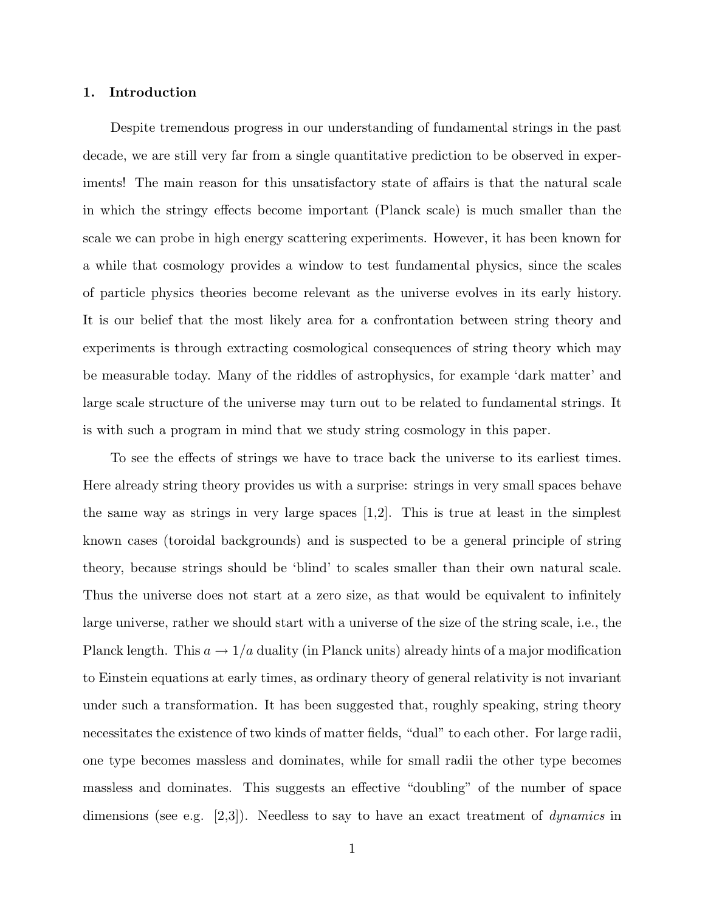## 1. Introduction

Despite tremendous progress in our understanding of fundamental strings in the past decade, we are still very far from a single quantitative prediction to be observed in experiments! The main reason for this unsatisfactory state of affairs is that the natural scale in which the stringy effects become important (Planck scale) is much smaller than the scale we can probe in high energy scattering experiments. However, it has been known for a while that cosmology provides a window to test fundamental physics, since the scales of particle physics theories become relevant as the universe evolves in its early history. It is our belief that the most likely area for a confrontation between string theory and experiments is through extracting cosmological consequences of string theory which may be measurable today. Many of the riddles of astrophysics, for example 'dark matter' and large scale structure of the universe may turn out to be related to fundamental strings. It is with such a program in mind that we study string cosmology in this paper.

To see the effects of strings we have to trace back the universe to its earliest times. Here already string theory provides us with a surprise: strings in very small spaces behave the same way as strings in very large spaces [1,2]. This is true at least in the simplest known cases (toroidal backgrounds) and is suspected to be a general principle of string theory, because strings should be 'blind' to scales smaller than their own natural scale. Thus the universe does not start at a zero size, as that would be equivalent to infinitely large universe, rather we should start with a universe of the size of the string scale, i.e., the Planck length. This $a \to 1/a$ duality (in Planck units) already hints of a major modification to Einstein equations at early times, as ordinary theory of general relativity is not invariant under such a transformation. It has been suggested that, roughly speaking, string theory necessitates the existence of two kinds of matter fields, "dual" to each other. For large radii, one type becomes massless and dominates, while for small radii the other type becomes massless and dominates. This suggests an effective "doubling" of the number of space dimensions (see e.g. [2,3]). Needless to say to have an exact treatment of *dynamics* in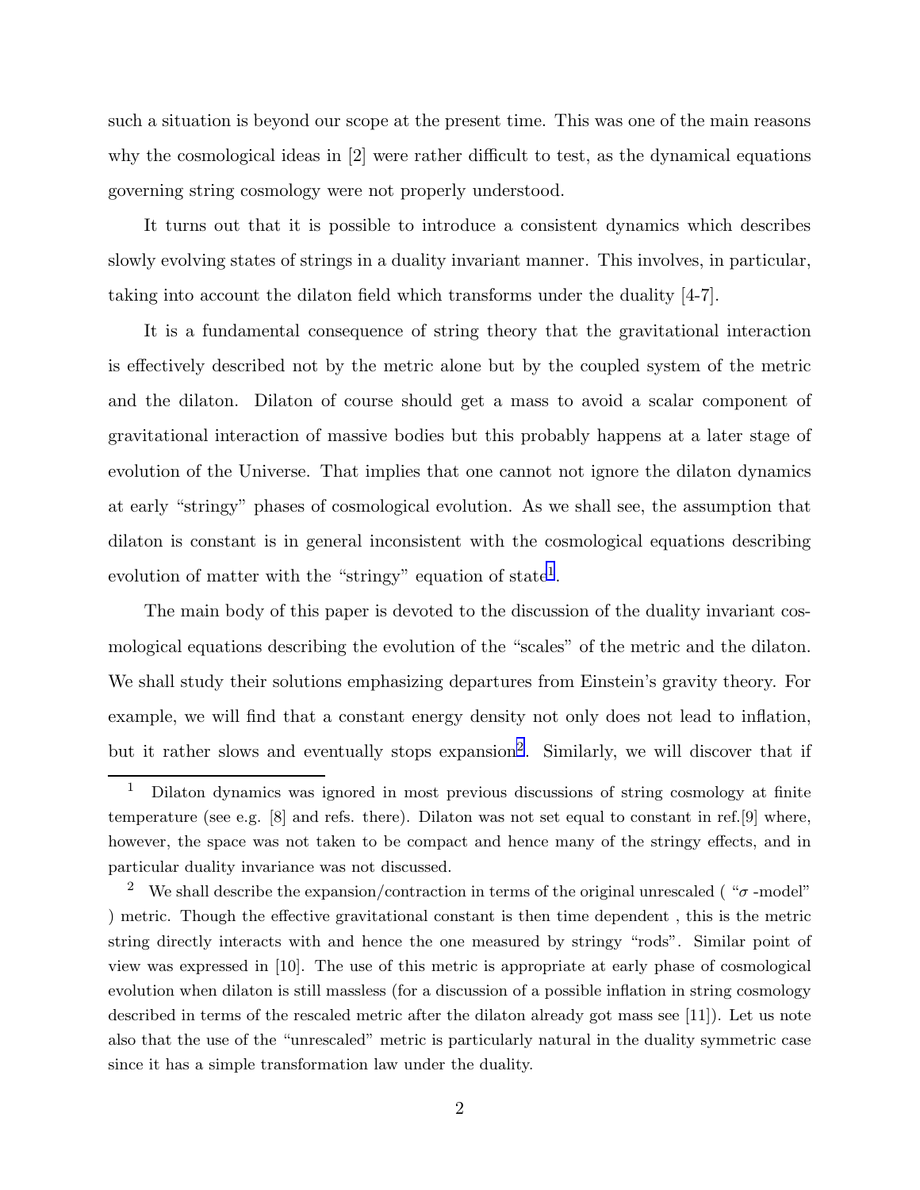such a situation is beyond our scope at the present time. This was one of the main reasons why the cosmological ideas in [2] were rather difficult to test, as the dynamical equations governing string cosmology were not properly understood.

It turns out that it is possible to introduce a consistent dynamics which describes slowly evolving states of strings in a duality invariant manner. This involves, in particular, taking into account the dilaton field which transforms under the duality [4-7].

It is a fundamental consequence of string theory that the gravitational interaction is effectively described not by the metric alone but by the coupled system of the metric and the dilaton. Dilaton of course should get a mass to avoid a scalar component of gravitational interaction of massive bodies but this probably happens at a later stage of evolution of the Universe. That implies that one cannot not ignore the dilaton dynamics at early "stringy" phases of cosmological evolution. As we shall see, the assumption that dilaton is constant is in general inconsistent with the cosmological equations describing evolution of matter with the "stringy" equation of state[1].

The main body of this paper is devoted to the discussion of the duality invariant cosmological equations describing the evolution of the "scales" of the metric and the dilaton. We shall study their solutions emphasizing departures from Einstein's gravity theory. For example, we will find that a constant energy density not only does not lead to inflation, but it rather slows and eventually stops expansion[2]. Similarly, we will discover that if

---

[1] Dilaton dynamics was ignored in most previous discussions of string cosmology at finite temperature (see e.g. [8] and refs. there). Dilaton was not set equal to constant in ref.[9] where, however, the space was not taken to be compact and hence many of the stringy effects, and in particular duality invariance was not discussed.

[2] We shall describe the expansion/contraction in terms of the original unrescaled ( "$\sigma$ -model" ) metric. Though the effective gravitational constant is then time dependent , this is the metric string directly interacts with and hence the one measured by stringy "rods". Similar point of view was expressed in [10]. The use of this metric is appropriate at early phase of cosmological evolution when dilaton is still massless (for a discussion of a possible inflation in string cosmology described in terms of the rescaled metric after the dilaton already got mass see [11]). Let us note also that the use of the "unrescaled" metric is particularly natural in the duality symmetric case since it has a simple transformation law under the duality.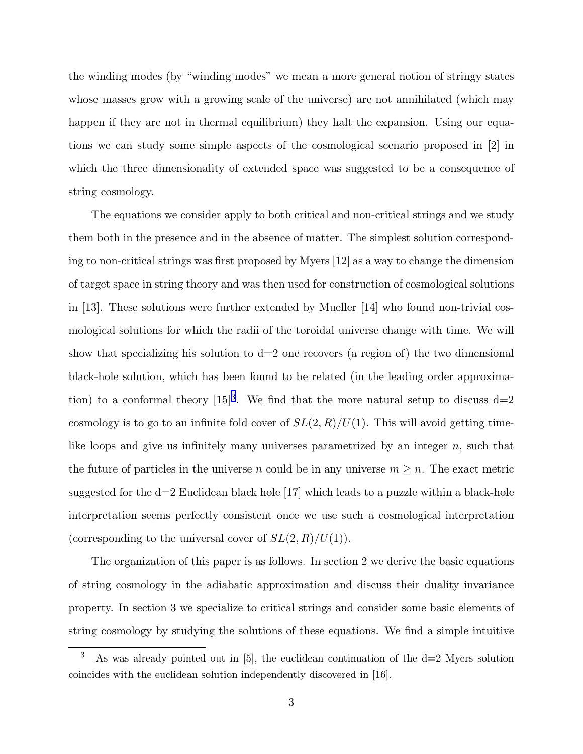the winding modes (by "winding modes" we mean a more general notion of stringy states whose masses grow with a growing scale of the universe) are not annihilated (which may happen if they are not in thermal equilibrium) they halt the expansion. Using our equations we can study some simple aspects of the cosmological scenario proposed in [2] in which the three dimensionality of extended space was suggested to be a consequence of string cosmology.

The equations we consider apply to both critical and non-critical strings and we study them both in the presence and in the absence of matter. The simplest solution corresponding to non-critical strings was first proposed by Myers [12] as a way to change the dimension of target space in string theory and was then used for construction of cosmological solutions in [13]. These solutions were further extended by Mueller [14] who found non-trivial cosmological solutions for which the radii of the toroidal universe change with time. We will show that specializing his solution to d=2 one recovers (a region of) the two dimensional black-hole solution, which has been found to be related (in the leading order approximation) to a conformal theory [15][3]. We find that the more natural setup to discuss d=2 cosmology is to go to an infinite fold cover of $SL(2,R)/U(1)$. This will avoid getting time-like loops and give us infinitely many universes parametrized by an integer $n$, such that the future of particles in the universe $n$ could be in any universe $m \geq n$. The exact metric suggested for the d=2 Euclidean black hole [17] which leads to a puzzle within a black-hole interpretation seems perfectly consistent once we use such a cosmological interpretation (corresponding to the universal cover of $SL(2,R)/U(1)$).

The organization of this paper is as follows. In section 2 we derive the basic equations of string cosmology in the adiabatic approximation and discuss their duality invariance property. In section 3 we specialize to critical strings and consider some basic elements of string cosmology by studying the solutions of these equations. We find a simple intuitive

---

[3] As was already pointed out in [5], the euclidean continuation of the d=2 Myers solution coincides with the euclidean solution independently discovered in [16].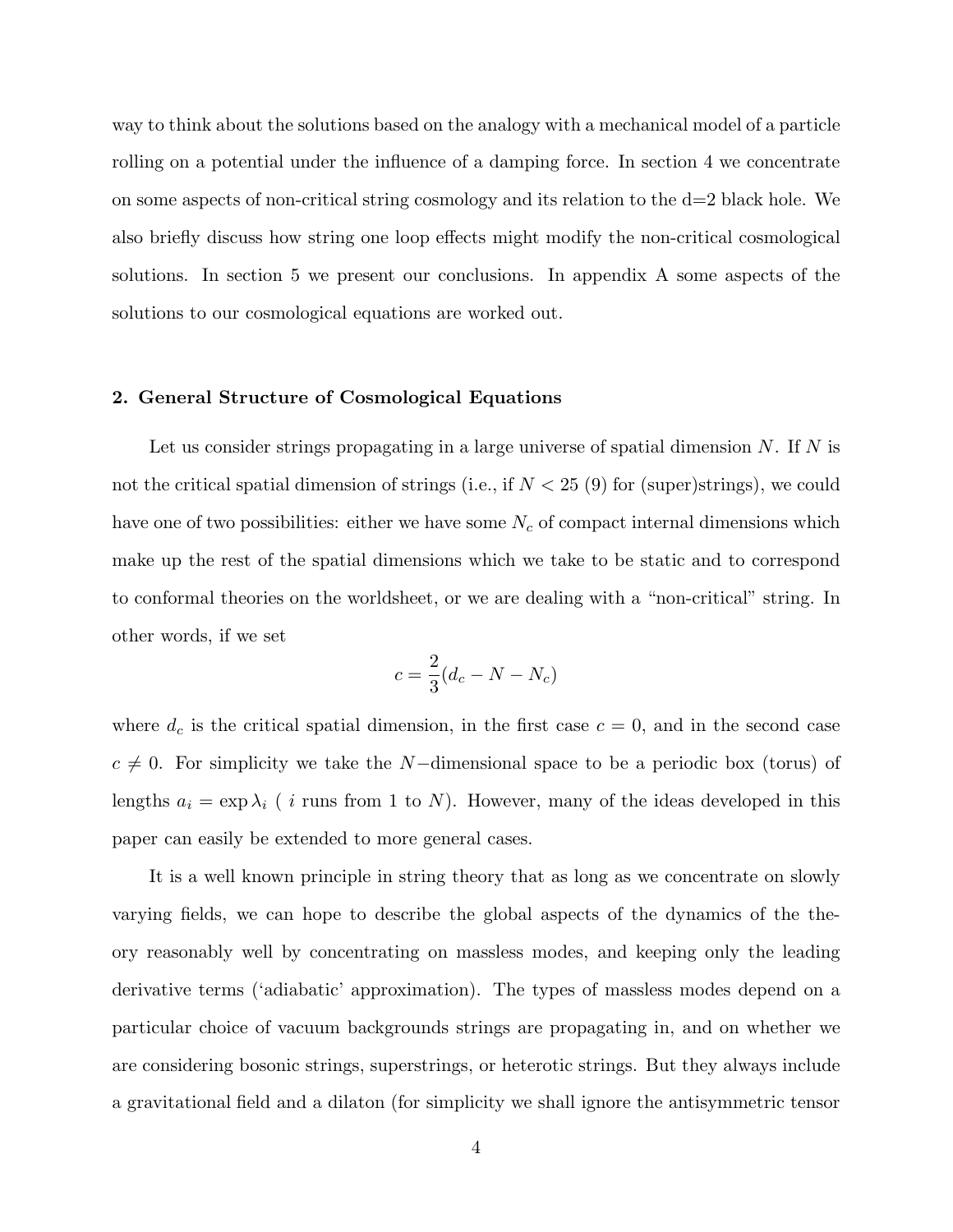way to think about the solutions based on the analogy with a mechanical model of a particle rolling on a potential under the influence of a damping force. In section 4 we concentrate on some aspects of non-critical string cosmology and its relation to the d=2 black hole. We also briefly discuss how string one loop effects might modify the non-critical cosmological solutions. In section 5 we present our conclusions. In appendix A some aspects of the solutions to our cosmological equations are worked out.

## 2. General Structure of Cosmological Equations

Let us consider strings propagating in a large universe of spatial dimension $N$. If $N$ is not the critical spatial dimension of strings (i.e., if $N < 25$ (9) for (super)strings), we could have one of two possibilities: either we have some $N_c$ of compact internal dimensions which make up the rest of the spatial dimensions which we take to be static and to correspond to conformal theories on the worldsheet, or we are dealing with a "non-critical" string. In other words, if we set

$$c = \frac{2}{3}(d_c - N - N_c)$$

where $d_c$ is the critical spatial dimension, in the first case $c = 0$, and in the second case $c \neq 0$. For simplicity we take the $N-$dimensional space to be a periodic box (torus) of lengths $a_i = \exp \lambda_i$ ( $i$ runs from 1 to $N$). However, many of the ideas developed in this paper can easily be extended to more general cases.

It is a well known principle in string theory that as long as we concentrate on slowly varying fields, we can hope to describe the global aspects of the dynamics of the theory reasonably well by concentrating on massless modes, and keeping only the leading derivative terms ('adiabatic' approximation). The types of massless modes depend on a particular choice of vacuum backgrounds strings are propagating in, and on whether we are considering bosonic strings, superstrings, or heterotic strings. But they always include a gravitational field and a dilaton (for simplicity we shall ignore the antisymmetric tensor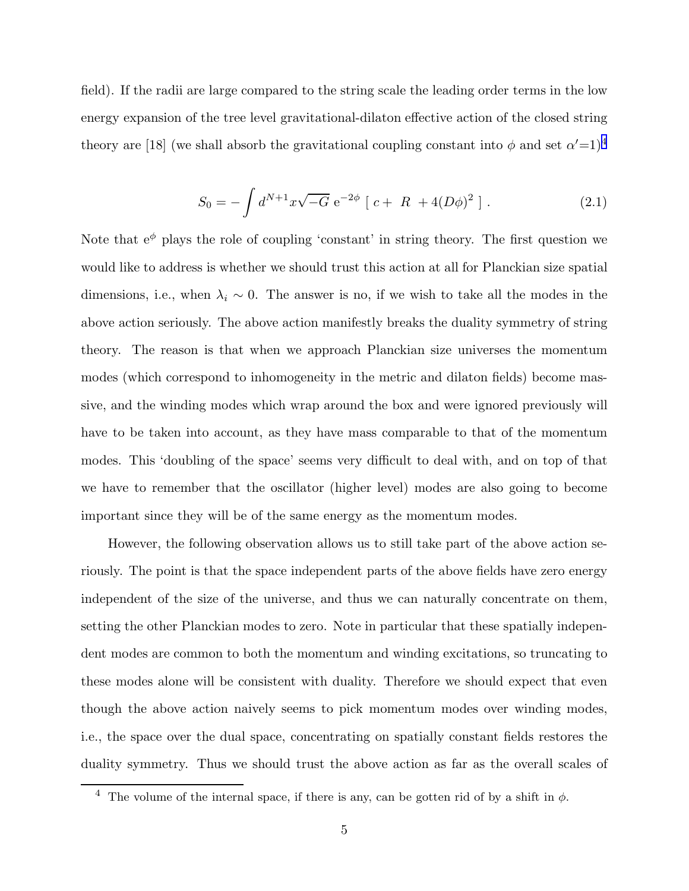field). If the radii are large compared to the string scale the leading order terms in the low energy expansion of the tree level gravitational-dilaton effective action of the closed string theory are [18] (we shall absorb the gravitational coupling constant into $\phi$ and set $\alpha'=1$)[4]

$$S_0 = -\int d^{N+1}x\sqrt{-G}\ \mathrm{e}^{-2\phi}\ [\ c + \ R\ + 4(D\phi)^2\ ]\ . \tag{2.1}$$

Note that $\mathrm{e}^{\phi}$ plays the role of coupling 'constant' in string theory. The first question we would like to address is whether we should trust this action at all for Planckian size spatial dimensions, i.e., when $\lambda_i \sim 0$. The answer is no, if we wish to take all the modes in the above action seriously. The above action manifestly breaks the duality symmetry of string theory. The reason is that when we approach Planckian size universes the momentum modes (which correspond to inhomogeneity in the metric and dilaton fields) become massive, and the winding modes which wrap around the box and were ignored previously will have to be taken into account, as they have mass comparable to that of the momentum modes. This 'doubling of the space' seems very difficult to deal with, and on top of that we have to remember that the oscillator (higher level) modes are also going to become important since they will be of the same energy as the momentum modes.

However, the following observation allows us to still take part of the above action seriously. The point is that the space independent parts of the above fields have zero energy independent of the size of the universe, and thus we can naturally concentrate on them, setting the other Planckian modes to zero. Note in particular that these spatially independent modes are common to both the momentum and winding excitations, so truncating to these modes alone will be consistent with duality. Therefore we should expect that even though the above action naively seems to pick momentum modes over winding modes, i.e., the space over the dual space, concentrating on spatially constant fields restores the duality symmetry. Thus we should trust the above action as far as the overall scales of

[4] The volume of the internal space, if there is any, can be gotten rid of by a shift in $\phi$.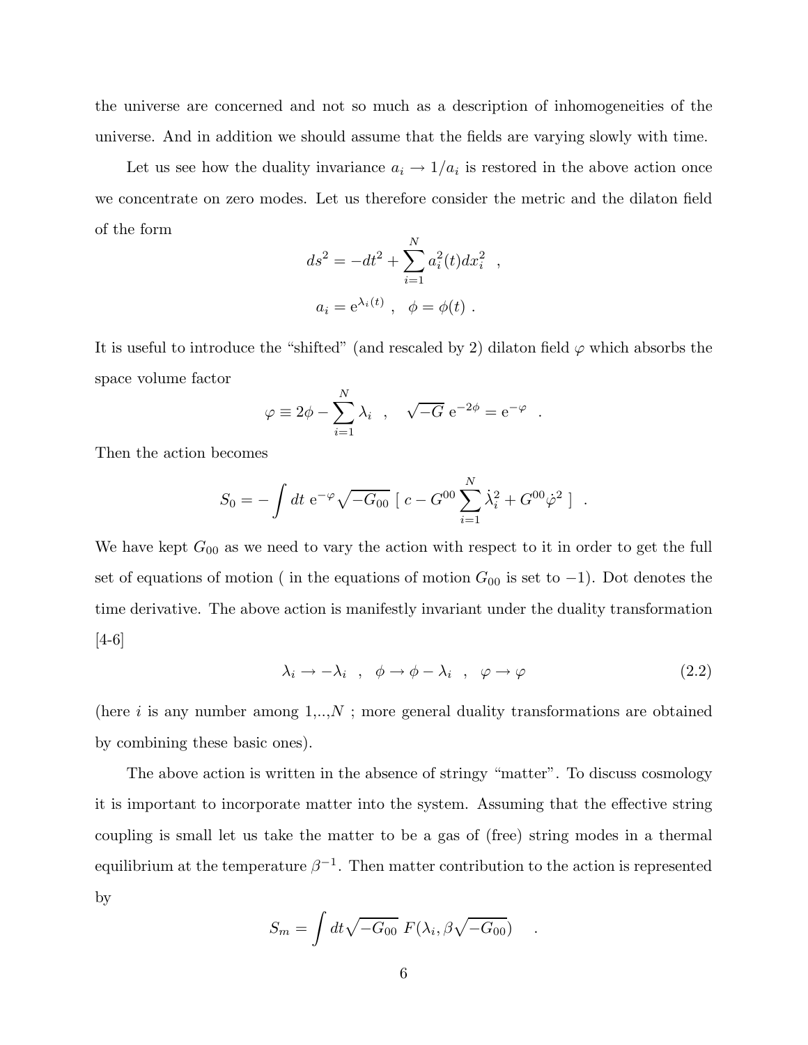the universe are concerned and not so much as a description of inhomogeneities of the universe. And in addition we should assume that the fields are varying slowly with time.

Let us see how the duality invariance $a_i \to 1/a_i$ is restored in the above action once we concentrate on zero modes. Let us therefore consider the metric and the dilaton field of the form

$$
ds^2 = -dt^2 + \sum_{i=1}^{N} a_i^2(t) dx_i^2 \ \ ,
$$

$$
a_i = \mathrm{e}^{\lambda_i(t)} \ \ , \ \ \phi = \phi(t) \ .
$$

It is useful to introduce the "shifted" (and rescaled by 2) dilaton field $\varphi$ which absorbs the space volume factor

$$
\varphi \equiv 2\phi - \sum_{i=1}^{N} \lambda_i \ \ , \quad \sqrt{-G}\ \mathrm{e}^{-2\phi} = \mathrm{e}^{-\varphi} \ \ .
$$

Then the action becomes

$$
S_0 = -\int dt\ \mathrm{e}^{-\varphi} \sqrt{-G_{00}}\ [\ c - G^{00} \sum_{i=1}^{N} \dot{\lambda}_i^2 + G^{00} \dot{\varphi}^2\ ] \ \ .
$$

We have kept $G_{00}$ as we need to vary the action with respect to it in order to get the full set of equations of motion ( in the equations of motion $G_{00}$ is set to $-1$). Dot denotes the time derivative. The above action is manifestly invariant under the duality transformation [4-6]

$$
\lambda_i \to -\lambda_i \ \ , \ \ \phi \to \phi - \lambda_i \ \ , \ \ \varphi \to \varphi \tag{2.2}
$$

(here $i$ is any number among 1,..,$N$ ; more general duality transformations are obtained by combining these basic ones).

The above action is written in the absence of stringy "matter". To discuss cosmology it is important to incorporate matter into the system. Assuming that the effective string coupling is small let us take the matter to be a gas of (free) string modes in a thermal equilibrium at the temperature $\beta^{-1}$. Then matter contribution to the action is represented by

$$
S_m = \int dt \sqrt{-G_{00}}\ F(\lambda_i, \beta\sqrt{-G_{00}}) \quad .
$$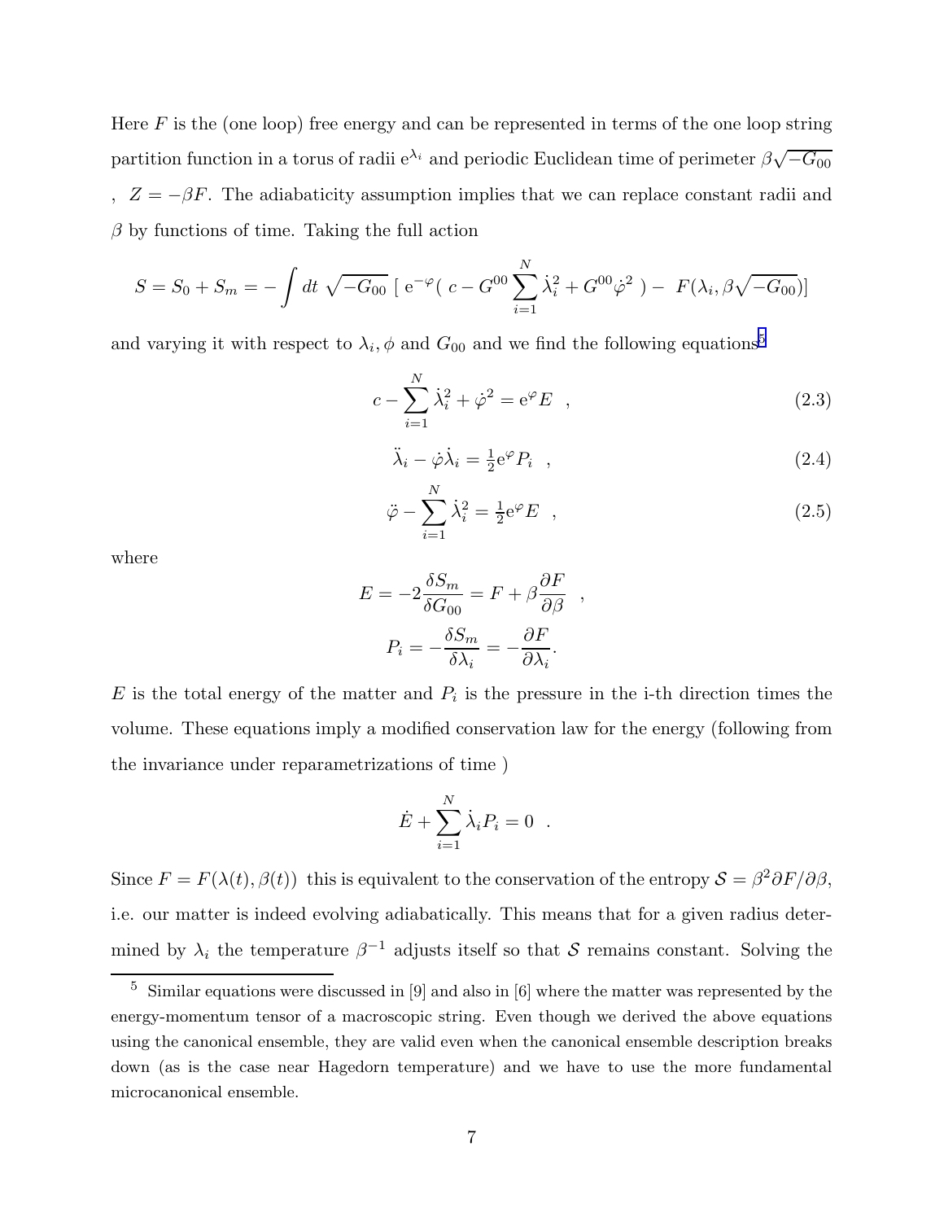Here $F$ is the (one loop) free energy and can be represented in terms of the one loop string partition function in a torus of radii $\mathrm{e}^{\lambda_i}$ and periodic Euclidean time of perimeter $\beta\sqrt{-G_{00}}$ , $Z = -\beta F$. The adiabaticity assumption implies that we can replace constant radii and $\beta$ by functions of time. Taking the full action

$$S = S_0 + S_m = -\int dt\ \sqrt{-G_{00}}\ [\ \mathrm{e}^{-\varphi}(\ c - G^{00}\sum_{i=1}^{N}\dot{\lambda}_i^2 + G^{00}\dot{\varphi}^2\ ) - \ F(\lambda_i, \beta\sqrt{-G_{00}})]$$

and varying it with respect to $\lambda_i, \phi$ and $G_{00}$ and we find the following equations[5]

$$c - \sum_{i=1}^{N}\dot{\lambda}_i^2 + \dot{\varphi}^2 = \mathrm{e}^{\varphi}E \quad , \tag{2.3}$$

$$\ddot{\lambda}_i - \dot{\varphi}\dot{\lambda}_i = \tfrac{1}{2}\mathrm{e}^{\varphi}P_i \quad , \tag{2.4}$$

$$\ddot{\varphi} - \sum_{i=1}^{N}\dot{\lambda}_i^2 = \tfrac{1}{2}\mathrm{e}^{\varphi}E \quad , \tag{2.5}$$

where

$$E = -2\frac{\delta S_m}{\delta G_{00}} = F + \beta\frac{\partial F}{\partial \beta} \quad ,$$

$$P_i = -\frac{\delta S_m}{\delta \lambda_i} = -\frac{\partial F}{\partial \lambda_i}.$$

$E$ is the total energy of the matter and $P_i$ is the pressure in the i-th direction times the volume. These equations imply a modified conservation law for the energy (following from the invariance under reparametrizations of time )

$$\dot{E} + \sum_{i=1}^{N}\dot{\lambda}_i P_i = 0 \quad .$$

Since $F = F(\lambda(t), \beta(t))$ this is equivalent to the conservation of the entropy $\mathcal{S} = \beta^2\partial F/\partial\beta$, i.e. our matter is indeed evolving adiabatically. This means that for a given radius determined by $\lambda_i$ the temperature $\beta^{-1}$ adjusts itself so that $\mathcal{S}$ remains constant. Solving the

[5] Similar equations were discussed in [9] and also in [6] where the matter was represented by the energy-momentum tensor of a macroscopic string. Even though we derived the above equations using the canonical ensemble, they are valid even when the canonical ensemble description breaks down (as is the case near Hagedorn temperature) and we have to use the more fundamental microcanonical ensemble.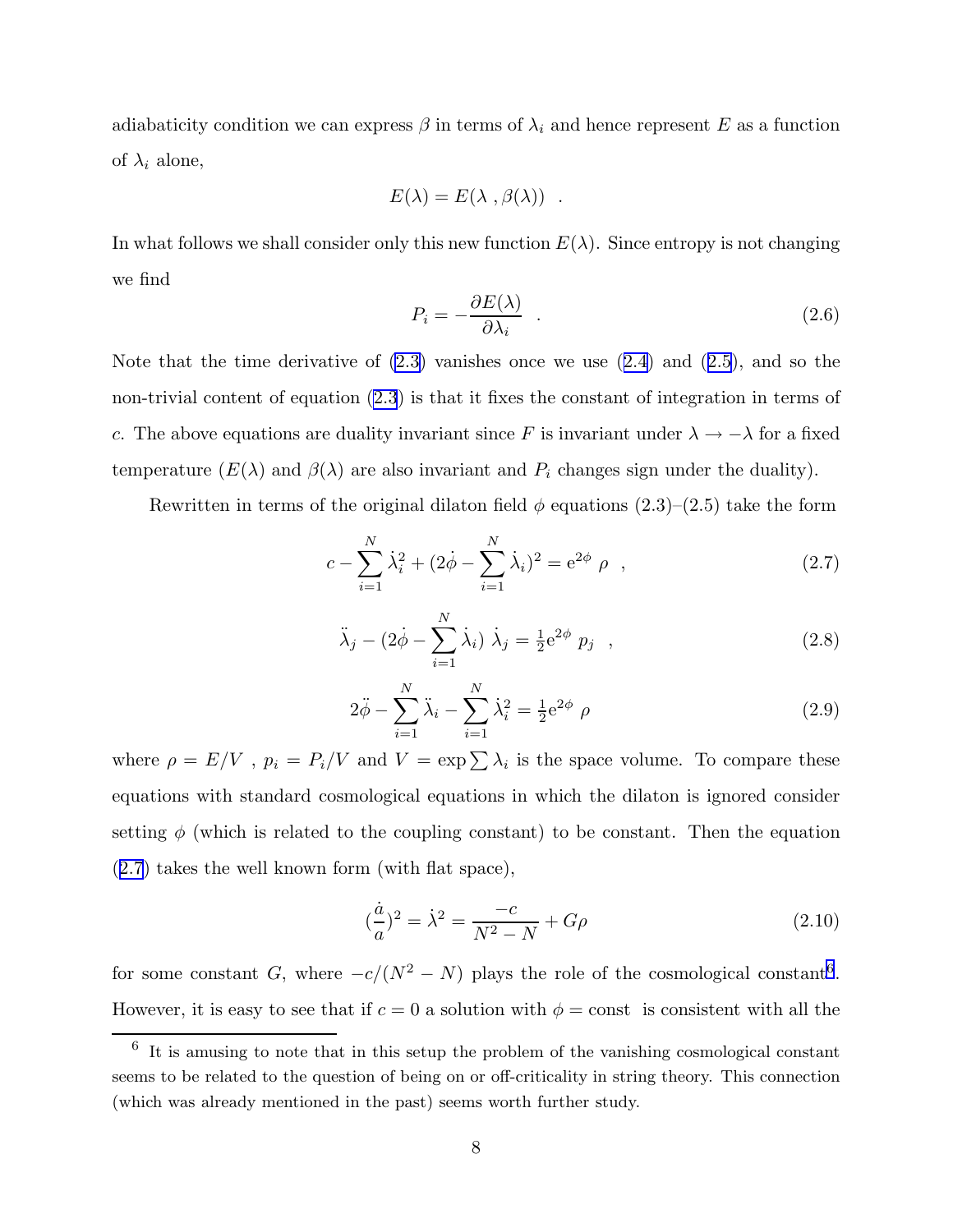adiabaticity condition we can express $\beta$ in terms of $\lambda_i$ and hence represent $E$ as a function of $\lambda_i$ alone,

$$E(\lambda) = E(\lambda \ , \beta(\lambda)) \ \ .$$

In what follows we shall consider only this new function $E(\lambda)$. Since entropy is not changing we find

$$P_i = -\frac{\partial E(\lambda)}{\partial \lambda_i} \ \ . \tag{2.6}$$

Note that the time derivative of (2.3) vanishes once we use (2.4) and (2.5), and so the non-trivial content of equation (2.3) is that it fixes the constant of integration in terms of $c$. The above equations are duality invariant since $F$ is invariant under $\lambda \to -\lambda$ for a fixed temperature ($E(\lambda)$ and $\beta(\lambda)$ are also invariant and $P_i$ changes sign under the duality).

Rewritten in terms of the original dilaton field $\phi$ equations (2.3)–(2.5) take the form

$$c - \sum_{i=1}^{N} \dot{\lambda}_i^2 + (2\dot{\phi} - \sum_{i=1}^{N} \dot{\lambda}_i)^2 = \mathrm{e}^{2\phi} \ \rho \ \ , \tag{2.7}$$

$$\ddot{\lambda}_j - (2\dot{\phi} - \sum_{i=1}^{N} \dot{\lambda}_i) \ \dot{\lambda}_j = \tfrac{1}{2}\mathrm{e}^{2\phi} \ p_j \ \ , \tag{2.8}$$

$$2\ddot{\phi} - \sum_{i=1}^{N} \ddot{\lambda}_i - \sum_{i=1}^{N} \dot{\lambda}_i^2 = \tfrac{1}{2}\mathrm{e}^{2\phi} \ \rho \tag{2.9}$$

where $\rho = E/V$ , $p_i = P_i/V$ and $V = \exp \sum \lambda_i$ is the space volume. To compare these equations with standard cosmological equations in which the dilaton is ignored consider setting $\phi$ (which is related to the coupling constant) to be constant. Then the equation (2.7) takes the well known form (with flat space),

$$(\frac{\dot{a}}{a})^2 = \dot{\lambda}^2 = \frac{-c}{N^2 - N} + G\rho \tag{2.10}$$

for some constant $G$, where $-c/(N^2 - N)$ plays the role of the cosmological constant[6]. However, it is easy to see that if $c = 0$ a solution with $\phi = \text{const}$ is consistent with all the

[6] It is amusing to note that in this setup the problem of the vanishing cosmological constant seems to be related to the question of being on or off-criticality in string theory. This connection (which was already mentioned in the past) seems worth further study.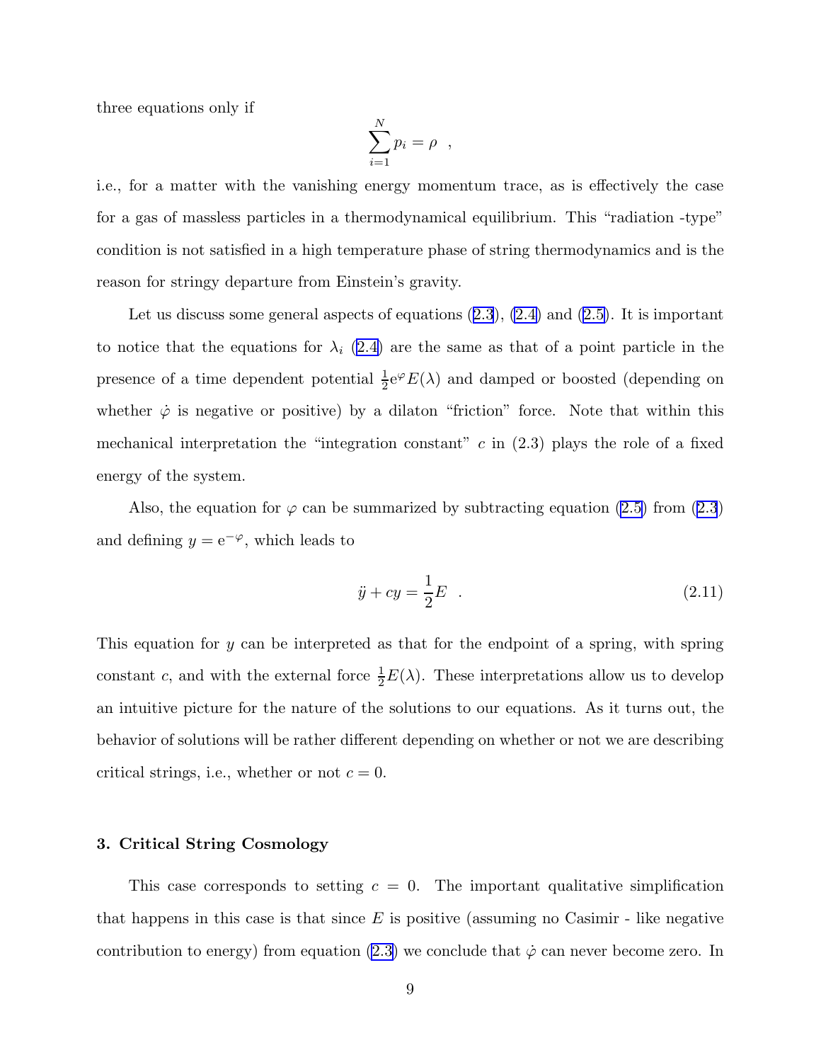three equations only if

$$\sum_{i=1}^{N} p_i = \rho \ \ ,$$

i.e., for a matter with the vanishing energy momentum trace, as is effectively the case for a gas of massless particles in a thermodynamical equilibrium. This "radiation -type" condition is not satisfied in a high temperature phase of string thermodynamics and is the reason for stringy departure from Einstein's gravity.

Let us discuss some general aspects of equations (2.3), (2.4) and (2.5). It is important to notice that the equations for $\lambda_i$ (2.4) are the same as that of a point particle in the presence of a time dependent potential $\frac{1}{2}\mathrm{e}^{\varphi}E(\lambda)$ and damped or boosted (depending on whether $\dot{\varphi}$ is negative or positive) by a dilaton "friction" force. Note that within this mechanical interpretation the "integration constant" $c$ in (2.3) plays the role of a fixed energy of the system.

Also, the equation for $\varphi$ can be summarized by subtracting equation (2.5) from (2.3) and defining $y = \mathrm{e}^{-\varphi}$, which leads to

$$\ddot{y} + cy = \frac{1}{2}E \ \ . \tag{2.11}$$

This equation for $y$ can be interpreted as that for the endpoint of a spring, with spring constant $c$, and with the external force $\frac{1}{2}E(\lambda)$. These interpretations allow us to develop an intuitive picture for the nature of the solutions to our equations. As it turns out, the behavior of solutions will be rather different depending on whether or not we are describing critical strings, i.e., whether or not $c = 0$.

## 3. Critical String Cosmology

This case corresponds to setting $c = 0$. The important qualitative simplification that happens in this case is that since $E$ is positive (assuming no Casimir - like negative contribution to energy) from equation (2.3) we conclude that $\dot{\varphi}$ can never become zero. In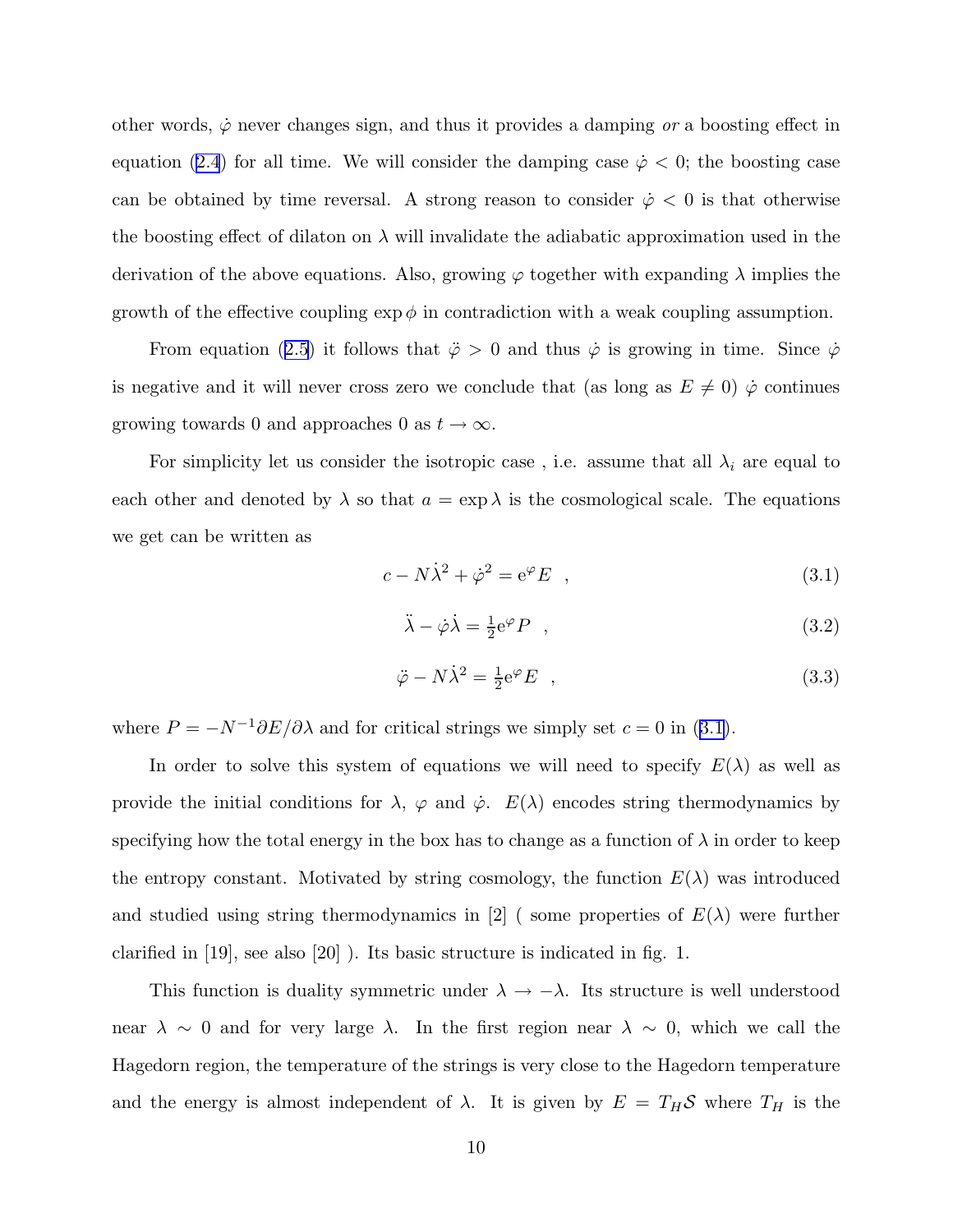other words, $\dot{\varphi}$ never changes sign, and thus it provides a damping *or* a boosting effect in equation (2.4) for all time. We will consider the damping case $\dot{\varphi} < 0$; the boosting case can be obtained by time reversal. A strong reason to consider $\dot{\varphi} < 0$ is that otherwise the boosting effect of dilaton on $\lambda$ will invalidate the adiabatic approximation used in the derivation of the above equations. Also, growing $\varphi$ together with expanding $\lambda$ implies the growth of the effective coupling $\exp\phi$ in contradiction with a weak coupling assumption.

From equation (2.5) it follows that $\ddot{\varphi} > 0$ and thus $\dot{\varphi}$ is growing in time. Since $\dot{\varphi}$ is negative and it will never cross zero we conclude that (as long as $E \neq 0$) $\dot{\varphi}$ continues growing towards 0 and approaches 0 as $t \to \infty$.

For simplicity let us consider the isotropic case , i.e. assume that all $\lambda_i$ are equal to each other and denoted by $\lambda$ so that $a = \exp\lambda$ is the cosmological scale. The equations we get can be written as

$$c - N\dot{\lambda}^2 + \dot{\varphi}^2 = \mathrm{e}^{\varphi} E \quad , \tag{3.1}$$

$$\ddot{\lambda} - \dot{\varphi}\dot{\lambda} = \tfrac{1}{2}\mathrm{e}^{\varphi} P \quad , \tag{3.2}$$

$$\ddot{\varphi} - N\dot{\lambda}^2 = \tfrac{1}{2}\mathrm{e}^{\varphi} E \quad , \tag{3.3}$$

where $P = -N^{-1}\partial E/\partial\lambda$ and for critical strings we simply set $c = 0$ in (3.1).

In order to solve this system of equations we will need to specify $E(\lambda)$ as well as provide the initial conditions for $\lambda$, $\varphi$ and $\dot{\varphi}$. $E(\lambda)$ encodes string thermodynamics by specifying how the total energy in the box has to change as a function of $\lambda$ in order to keep the entropy constant. Motivated by string cosmology, the function $E(\lambda)$ was introduced and studied using string thermodynamics in [2] ( some properties of $E(\lambda)$ were further clarified in [19], see also [20] ). Its basic structure is indicated in fig. 1.

This function is duality symmetric under $\lambda \to -\lambda$. Its structure is well understood near $\lambda \sim 0$ and for very large $\lambda$. In the first region near $\lambda \sim 0$, which we call the Hagedorn region, the temperature of the strings is very close to the Hagedorn temperature and the energy is almost independent of $\lambda$. It is given by $E = T_H \mathcal{S}$ where $T_H$ is the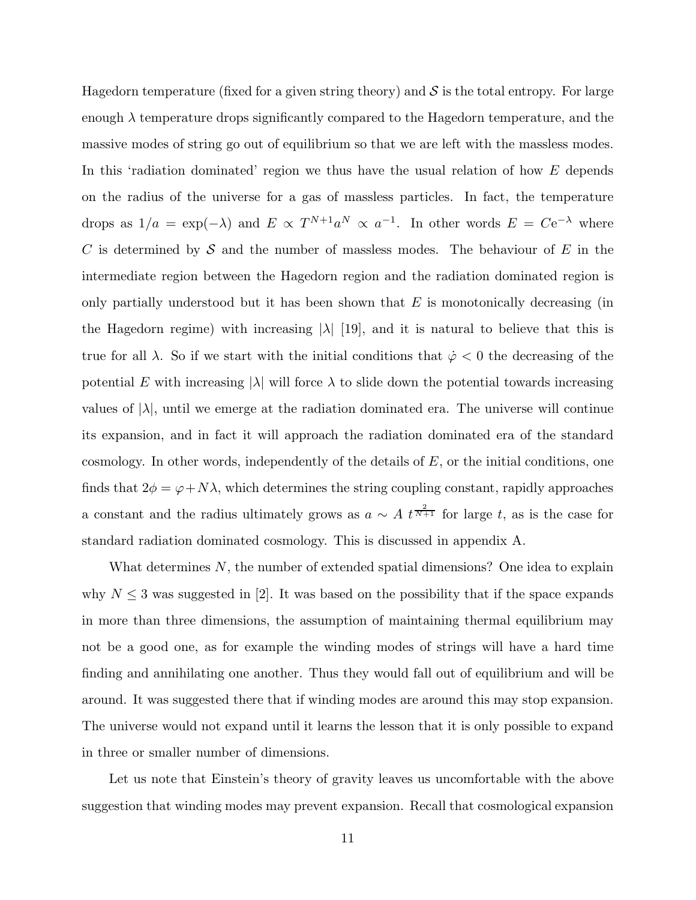Hagedorn temperature (fixed for a given string theory) and $\mathcal{S}$ is the total entropy. For large enough $\lambda$ temperature drops significantly compared to the Hagedorn temperature, and the massive modes of string go out of equilibrium so that we are left with the massless modes. In this 'radiation dominated' region we thus have the usual relation of how $E$ depends on the radius of the universe for a gas of massless particles. In fact, the temperature drops as $1/a = \exp(-\lambda)$ and $E \propto T^{N+1}a^N \propto a^{-1}$. In other words $E = C\mathrm{e}^{-\lambda}$ where $C$ is determined by $\mathcal{S}$ and the number of massless modes. The behaviour of $E$ in the intermediate region between the Hagedorn region and the radiation dominated region is only partially understood but it has been shown that $E$ is monotonically decreasing (in the Hagedorn regime) with increasing $|\lambda|$ [19], and it is natural to believe that this is true for all $\lambda$. So if we start with the initial conditions that $\dot{\varphi} < 0$ the decreasing of the potential $E$ with increasing $|\lambda|$ will force $\lambda$ to slide down the potential towards increasing values of $|\lambda|$, until we emerge at the radiation dominated era. The universe will continue its expansion, and in fact it will approach the radiation dominated era of the standard cosmology. In other words, independently of the details of $E$, or the initial conditions, one finds that $2\phi = \varphi + N\lambda$, which determines the string coupling constant, rapidly approaches a constant and the radius ultimately grows as $a \sim A\ t^{\frac{2}{N+1}}$ for large $t$, as is the case for standard radiation dominated cosmology. This is discussed in appendix A.

What determines $N$, the number of extended spatial dimensions? One idea to explain why $N \leq 3$ was suggested in [2]. It was based on the possibility that if the space expands in more than three dimensions, the assumption of maintaining thermal equilibrium may not be a good one, as for example the winding modes of strings will have a hard time finding and annihilating one another. Thus they would fall out of equilibrium and will be around. It was suggested there that if winding modes are around this may stop expansion. The universe would not expand until it learns the lesson that it is only possible to expand in three or smaller number of dimensions.

Let us note that Einstein's theory of gravity leaves us uncomfortable with the above suggestion that winding modes may prevent expansion. Recall that cosmological expansion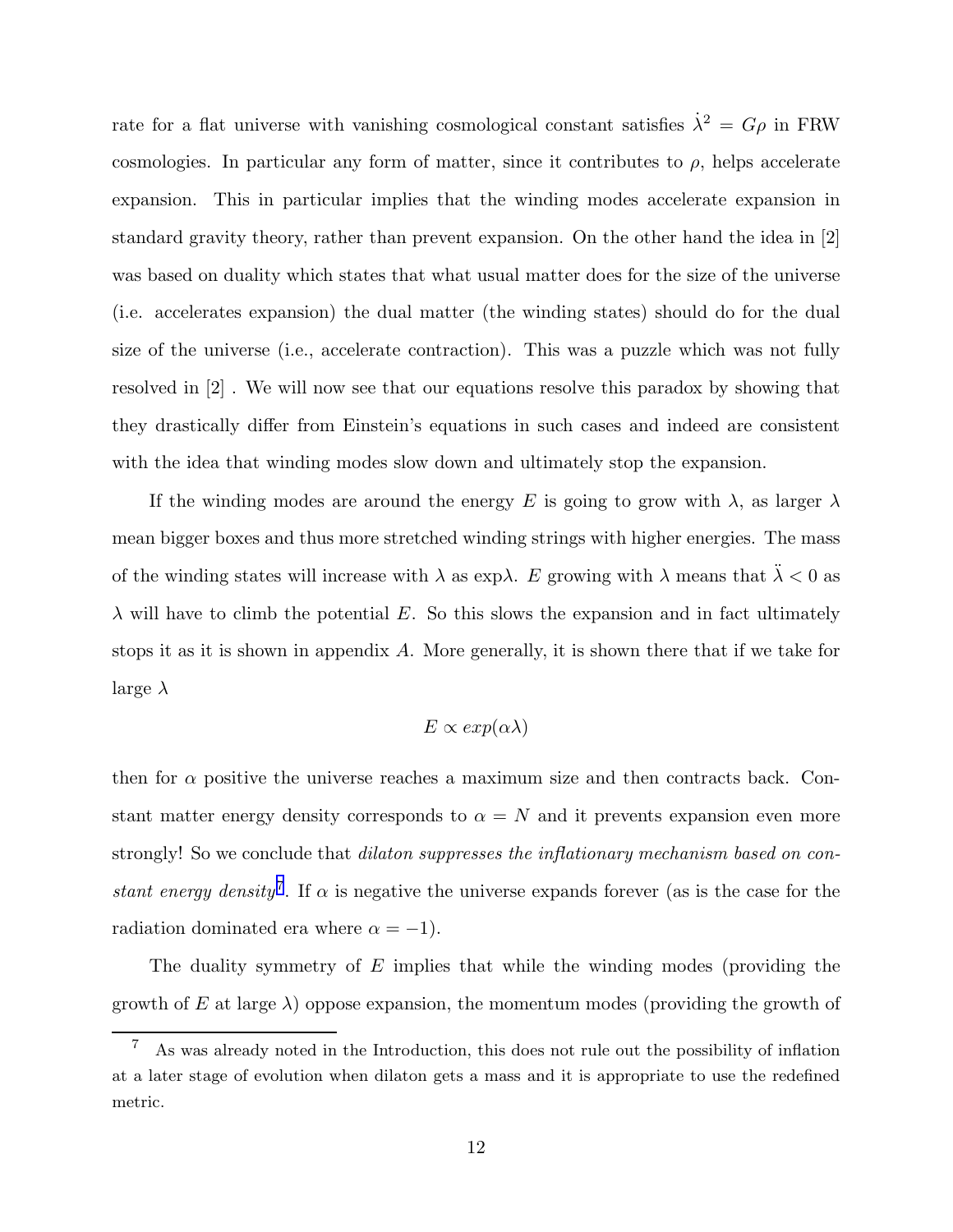rate for a flat universe with vanishing cosmological constant satisfies $\dot{\lambda}^2 = G\rho$ in FRW cosmologies. In particular any form of matter, since it contributes to $\rho$, helps accelerate expansion. This in particular implies that the winding modes accelerate expansion in standard gravity theory, rather than prevent expansion. On the other hand the idea in [2] was based on duality which states that what usual matter does for the size of the universe (i.e. accelerates expansion) the dual matter (the winding states) should do for the dual size of the universe (i.e., accelerate contraction). This was a puzzle which was not fully resolved in [2] . We will now see that our equations resolve this paradox by showing that they drastically differ from Einstein's equations in such cases and indeed are consistent with the idea that winding modes slow down and ultimately stop the expansion.

If the winding modes are around the energy $E$ is going to grow with $\lambda$, as larger $\lambda$ mean bigger boxes and thus more stretched winding strings with higher energies. The mass of the winding states will increase with $\lambda$ as $\exp\lambda$. $E$ growing with $\lambda$ means that $\ddot{\lambda} < 0$ as $\lambda$ will have to climb the potential $E$. So this slows the expansion and in fact ultimately stops it as it is shown in appendix $A$. More generally, it is shown there that if we take for large $\lambda$

$$E \propto exp(\alpha\lambda)$$

then for $\alpha$ positive the universe reaches a maximum size and then contracts back. Constant matter energy density corresponds to $\alpha = N$ and it prevents expansion even more strongly! So we conclude that *dilaton suppresses the inflationary mechanism based on constant energy density*[7]. If $\alpha$ is negative the universe expands forever (as is the case for the radiation dominated era where $\alpha = -1$).

The duality symmetry of $E$ implies that while the winding modes (providing the growth of $E$ at large $\lambda$) oppose expansion, the momentum modes (providing the growth of

[7] As was already noted in the Introduction, this does not rule out the possibility of inflation at a later stage of evolution when dilaton gets a mass and it is appropriate to use the redefined metric.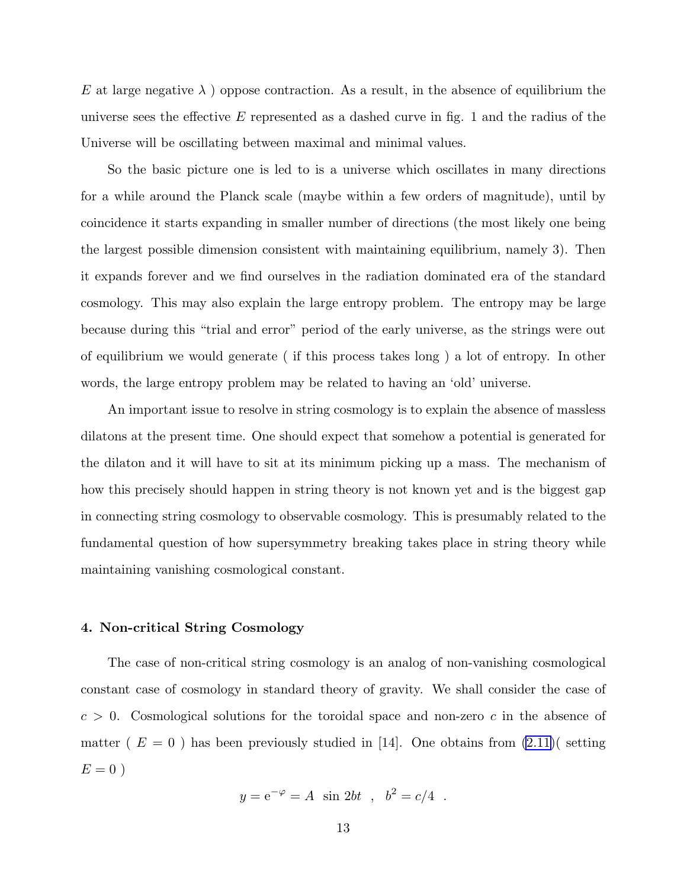$E$ at large negative $\lambda$ ) oppose contraction. As a result, in the absence of equilibrium the universe sees the effective $E$ represented as a dashed curve in fig. 1 and the radius of the Universe will be oscillating between maximal and minimal values.

So the basic picture one is led to is a universe which oscillates in many directions for a while around the Planck scale (maybe within a few orders of magnitude), until by coincidence it starts expanding in smaller number of directions (the most likely one being the largest possible dimension consistent with maintaining equilibrium, namely 3). Then it expands forever and we find ourselves in the radiation dominated era of the standard cosmology. This may also explain the large entropy problem. The entropy may be large because during this "trial and error" period of the early universe, as the strings were out of equilibrium we would generate ( if this process takes long ) a lot of entropy. In other words, the large entropy problem may be related to having an 'old' universe.

An important issue to resolve in string cosmology is to explain the absence of massless dilatons at the present time. One should expect that somehow a potential is generated for the dilaton and it will have to sit at its minimum picking up a mass. The mechanism of how this precisely should happen in string theory is not known yet and is the biggest gap in connecting string cosmology to observable cosmology. This is presumably related to the fundamental question of how supersymmetry breaking takes place in string theory while maintaining vanishing cosmological constant.

## 4. Non-critical String Cosmology

The case of non-critical string cosmology is an analog of non-vanishing cosmological constant case of cosmology in standard theory of gravity. We shall consider the case of $c > 0$. Cosmological solutions for the toroidal space and non-zero $c$ in the absence of matter ( $E = 0$ ) has been previously studied in [14]. One obtains from (2.11)( setting $E = 0$ )

$$y = e^{-\varphi} = A \ \sin 2bt \quad , \quad b^2 = c/4 \quad .$$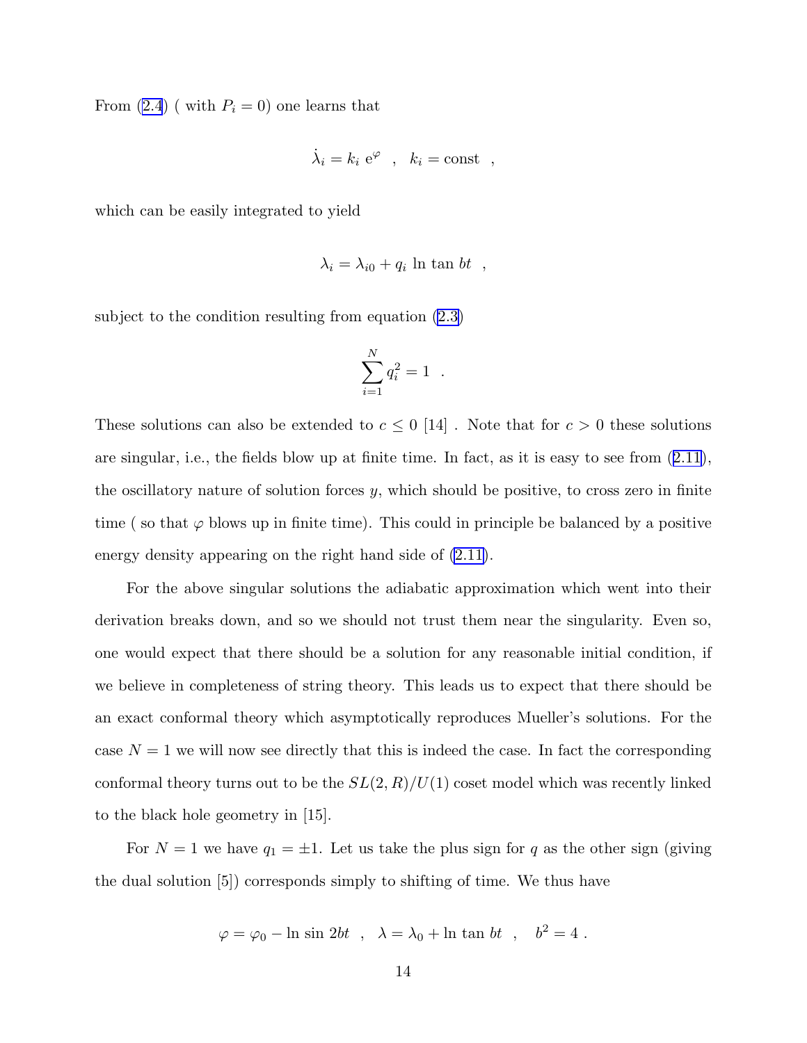From (2.4) ( with $P_i = 0$) one learns that

$$\dot{\lambda}_i = k_i \, \mathrm{e}^{\varphi} \quad , \quad k_i = \mathrm{const} \quad ,$$

which can be easily integrated to yield

$$\lambda_i = \lambda_{i0} + q_i \, \ln \tan bt \quad ,$$

subject to the condition resulting from equation (2.3)

$$\sum_{i=1}^{N} q_i^2 = 1 \quad .$$

These solutions can also be extended to $c \leq 0$ [14] . Note that for $c > 0$ these solutions are singular, i.e., the fields blow up at finite time. In fact, as it is easy to see from (2.11), the oscillatory nature of solution forces $y$, which should be positive, to cross zero in finite time ( so that $\varphi$ blows up in finite time). This could in principle be balanced by a positive energy density appearing on the right hand side of (2.11).

For the above singular solutions the adiabatic approximation which went into their derivation breaks down, and so we should not trust them near the singularity. Even so, one would expect that there should be a solution for any reasonable initial condition, if we believe in completeness of string theory. This leads us to expect that there should be an exact conformal theory which asymptotically reproduces Mueller's solutions. For the case $N = 1$ we will now see directly that this is indeed the case. In fact the corresponding conformal theory turns out to be the $SL(2,R)/U(1)$ coset model which was recently linked to the black hole geometry in [15].

For $N = 1$ we have $q_1 = \pm 1$. Let us take the plus sign for $q$ as the other sign (giving the dual solution [5]) corresponds simply to shifting of time. We thus have

$$\varphi = \varphi_0 - \ln \sin 2bt \quad , \quad \lambda = \lambda_0 + \ln \tan bt \quad , \quad b^2 = 4 \; .$$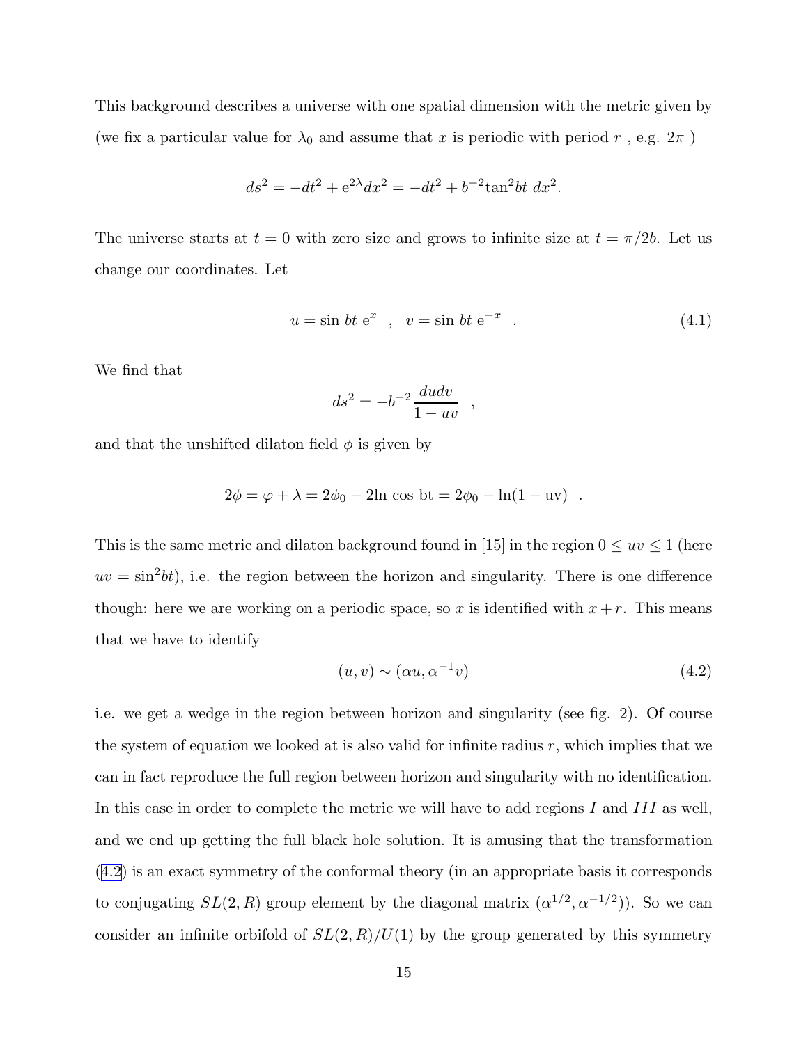This background describes a universe with one spatial dimension with the metric given by (we fix a particular value for $\lambda_0$ and assume that $x$ is periodic with period $r$ , e.g. $2\pi$ )

$$ds^2 = -dt^2 + e^{2\lambda}dx^2 = -dt^2 + b^{-2}\tan^2 bt \; dx^2.$$

The universe starts at $t = 0$ with zero size and grows to infinite size at $t = \pi/2b$. Let us change our coordinates. Let

$$u = \sin\, bt\; e^{x} \quad , \quad v = \sin\, bt\; e^{-x} \quad . \tag{4.1}$$

We find that

$$ds^2 = -b^{-2}\frac{du dv}{1 - uv} \quad ,$$

and that the unshifted dilaton field $\phi$ is given by

$$2\phi = \varphi + \lambda = 2\phi_0 - 2\ln\cos \mathrm{bt} = 2\phi_0 - \ln(1 - \mathrm{uv}) \quad .$$

This is the same metric and dilaton background found in [15] in the region $0 \le uv \le 1$ (here $uv = \sin^2 bt$), i.e. the region between the horizon and singularity. There is one difference though: here we are working on a periodic space, so $x$ is identified with $x + r$. This means that we have to identify

$$(u, v) \sim (\alpha u, \alpha^{-1} v) \tag{4.2}$$

i.e. we get a wedge in the region between horizon and singularity (see fig. 2). Of course the system of equation we looked at is also valid for infinite radius $r$, which implies that we can in fact reproduce the full region between horizon and singularity with no identification. In this case in order to complete the metric we will have to add regions $I$ and $III$ as well, and we end up getting the full black hole solution. It is amusing that the transformation (4.2) is an exact symmetry of the conformal theory (in an appropriate basis it corresponds to conjugating $SL(2, R)$ group element by the diagonal matrix $(\alpha^{1/2}, \alpha^{-1/2})$). So we can consider an infinite orbifold of $SL(2, R)/U(1)$ by the group generated by this symmetry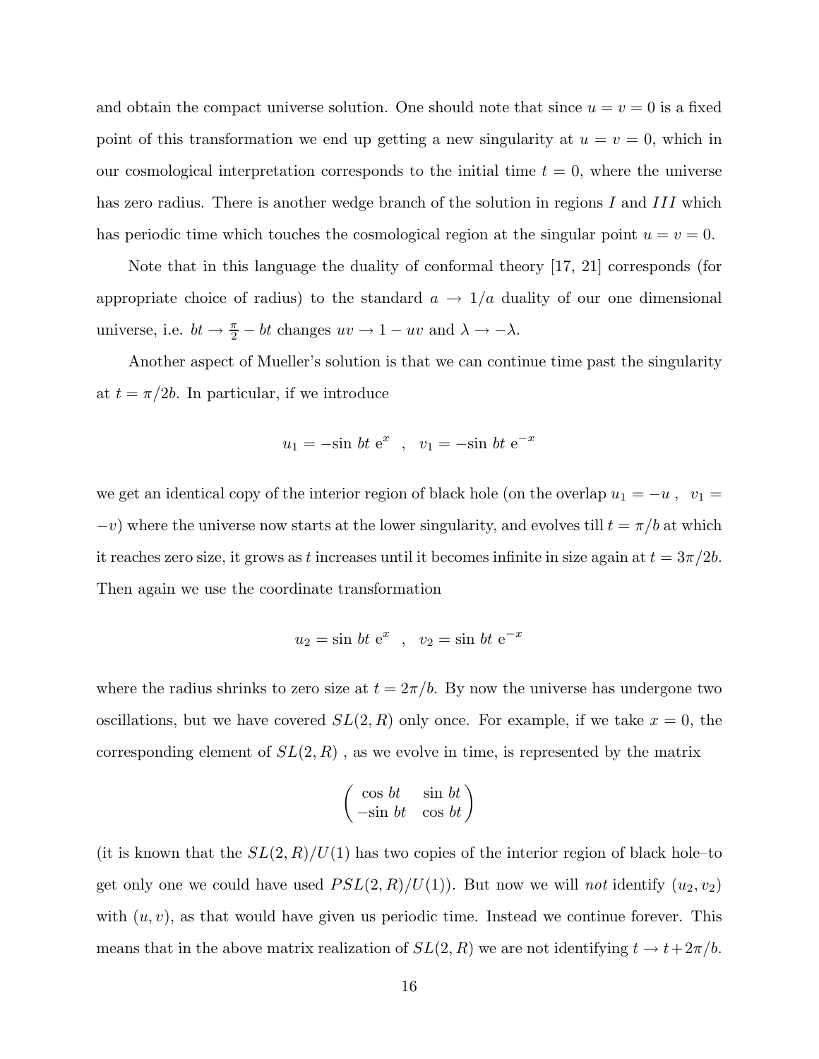and obtain the compact universe solution. One should note that since $u = v = 0$ is a fixed point of this transformation we end up getting a new singularity at $u = v = 0$, which in our cosmological interpretation corresponds to the initial time $t = 0$, where the universe has zero radius. There is another wedge branch of the solution in regions $I$ and $III$ which has periodic time which touches the cosmological region at the singular point $u = v = 0$.

Note that in this language the duality of conformal theory [17, 21] corresponds (for appropriate choice of radius) to the standard $a \to 1/a$ duality of our one dimensional universe, i.e. $bt \to \frac{\pi}{2} - bt$ changes $uv \to 1 - uv$ and $\lambda \to -\lambda$.

Another aspect of Mueller's solution is that we can continue time past the singularity at $t = \pi/2b$. In particular, if we introduce

$$u_1 = -\sin\, bt\ \mathrm{e}^{x} \quad , \quad v_1 = -\sin\, bt\ \mathrm{e}^{-x}$$

we get an identical copy of the interior region of black hole (on the overlap $u_1 = -u$ , $v_1 = -v$) where the universe now starts at the lower singularity, and evolves till $t = \pi/b$ at which it reaches zero size, it grows as $t$ increases until it becomes infinite in size again at $t = 3\pi/2b$. Then again we use the coordinate transformation

$$u_2 = \sin\, bt\ \mathrm{e}^{x} \quad , \quad v_2 = \sin\, bt\ \mathrm{e}^{-x}$$

where the radius shrinks to zero size at $t = 2\pi/b$. By now the universe has undergone two oscillations, but we have covered $SL(2,R)$ only once. For example, if we take $x = 0$, the corresponding element of $SL(2,R)$ , as we evolve in time, is represented by the matrix

$$\begin{pmatrix} \cos\, bt & \sin\, bt \\ -\sin\, bt & \cos\, bt \end{pmatrix}$$

(it is known that the $SL(2,R)/U(1)$ has two copies of the interior region of black hole–to get only one we could have used $PSL(2,R)/U(1)$). But now we will *not* identify $(u_2, v_2)$ with $(u, v)$, as that would have given us periodic time. Instead we continue forever. This means that in the above matrix realization of $SL(2,R)$ we are not identifying $t \to t + 2\pi/b$.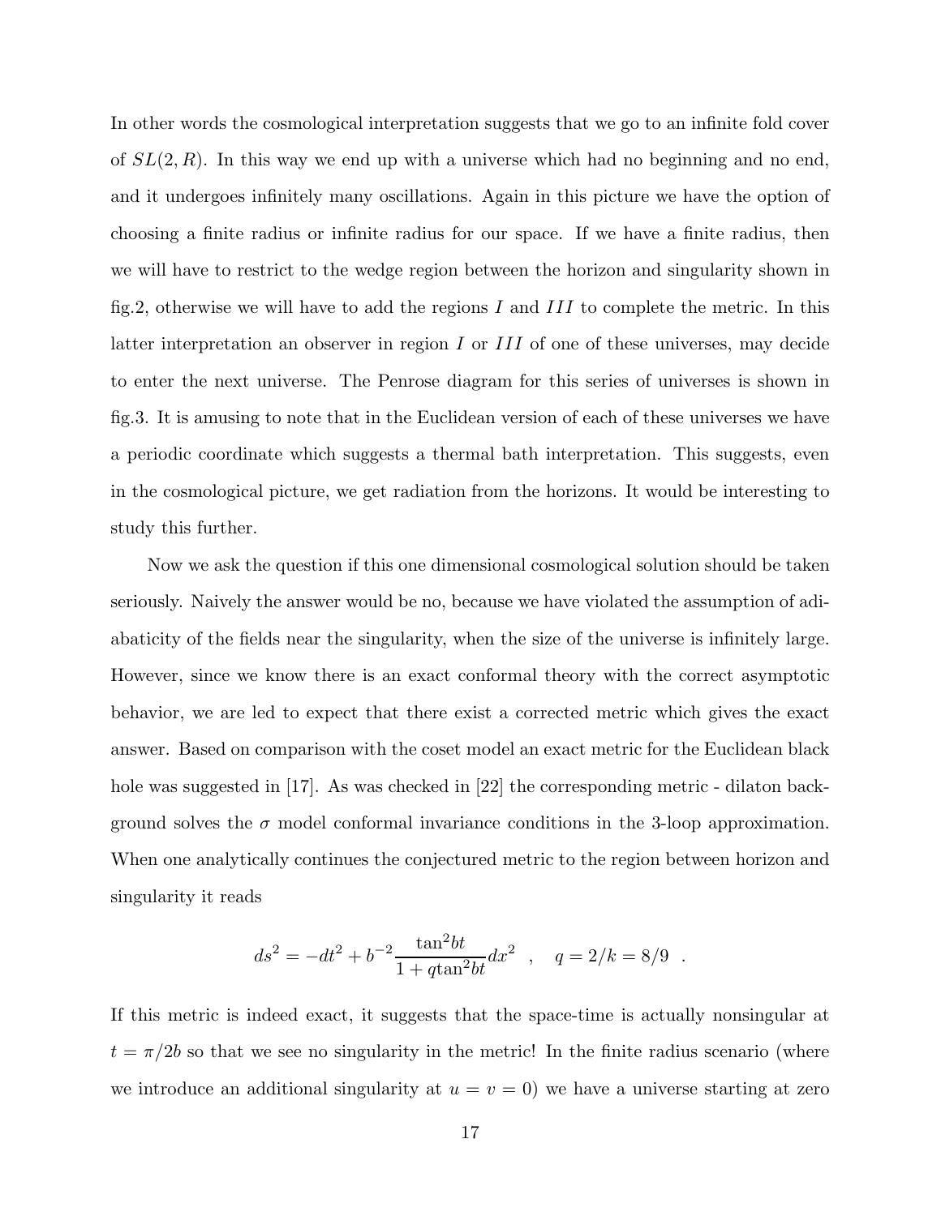In other words the cosmological interpretation suggests that we go to an infinite fold cover of $SL(2,R)$. In this way we end up with a universe which had no beginning and no end, and it undergoes infinitely many oscillations. Again in this picture we have the option of choosing a finite radius or infinite radius for our space. If we have a finite radius, then we will have to restrict to the wedge region between the horizon and singularity shown in fig.2, otherwise we will have to add the regions $I$ and $III$ to complete the metric. In this latter interpretation an observer in region $I$ or $III$ of one of these universes, may decide to enter the next universe. The Penrose diagram for this series of universes is shown in fig.3. It is amusing to note that in the Euclidean version of each of these universes we have a periodic coordinate which suggests a thermal bath interpretation. This suggests, even in the cosmological picture, we get radiation from the horizons. It would be interesting to study this further.

Now we ask the question if this one dimensional cosmological solution should be taken seriously. Naively the answer would be no, because we have violated the assumption of adiabaticity of the fields near the singularity, when the size of the universe is infinitely large. However, since we know there is an exact conformal theory with the correct asymptotic behavior, we are led to expect that there exist a corrected metric which gives the exact answer. Based on comparison with the coset model an exact metric for the Euclidean black hole was suggested in [17]. As was checked in [22] the corresponding metric - dilaton background solves the $\sigma$ model conformal invariance conditions in the 3-loop approximation. When one analytically continues the conjectured metric to the region between horizon and singularity it reads

$$ds^2 = -dt^2 + b^{-2}\frac{\tan^2 bt}{1+q\tan^2 bt}dx^2 \quad , \quad q = 2/k = 8/9 \quad .$$

If this metric is indeed exact, it suggests that the space-time is actually nonsingular at $t = \pi/2b$ so that we see no singularity in the metric! In the finite radius scenario (where we introduce an additional singularity at $u = v = 0$) we have a universe starting at zero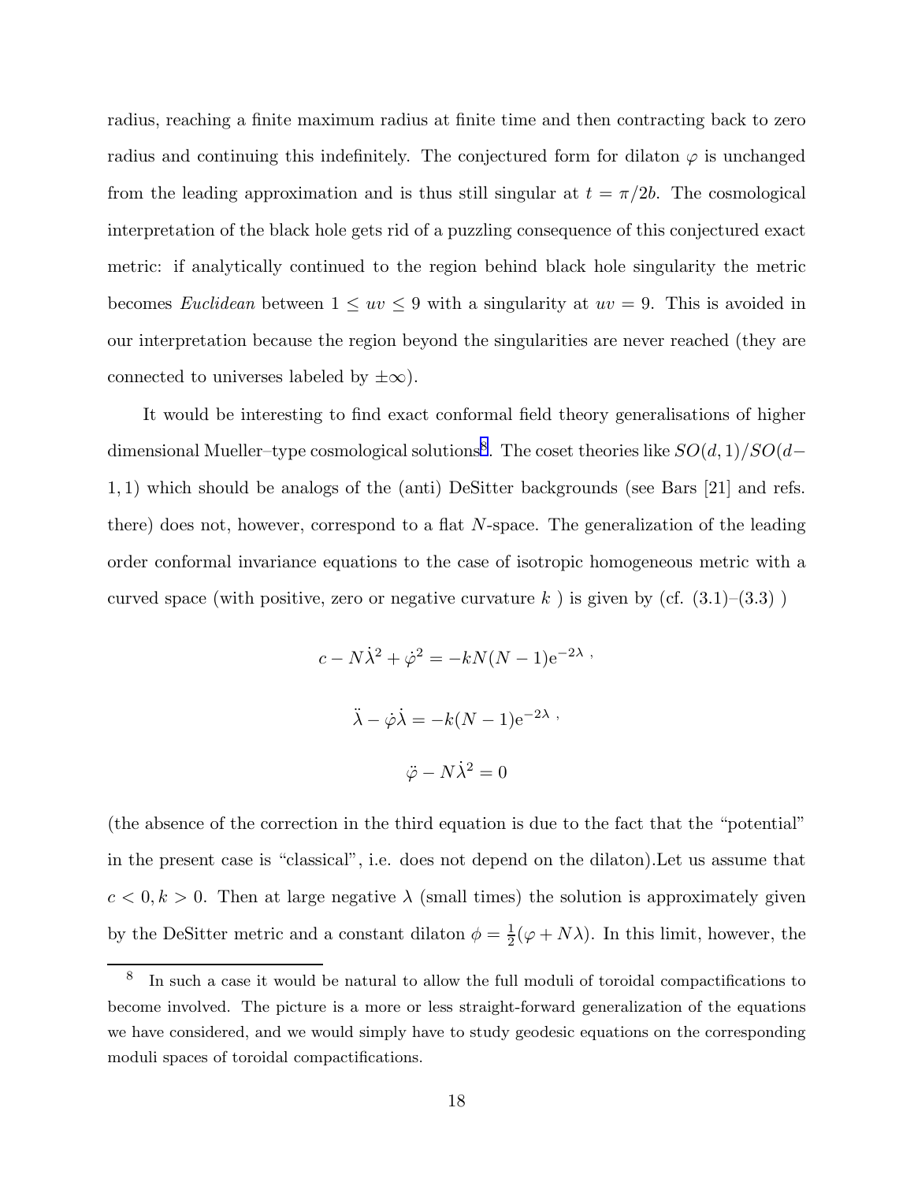radius, reaching a finite maximum radius at finite time and then contracting back to zero radius and continuing this indefinitely. The conjectured form for dilaton $\varphi$ is unchanged from the leading approximation and is thus still singular at $t = \pi/2b$. The cosmological interpretation of the black hole gets rid of a puzzling consequence of this conjectured exact metric: if analytically continued to the region behind black hole singularity the metric becomes *Euclidean* between $1 \le uv \le 9$ with a singularity at $uv = 9$. This is avoided in our interpretation because the region beyond the singularities are never reached (they are connected to universes labeled by $\pm\infty$).

It would be interesting to find exact conformal field theory generalisations of higher dimensional Mueller–type cosmological solutions[8]. The coset theories like $SO(d,1)/SO(d-1,1)$ which should be analogs of the (anti) DeSitter backgrounds (see Bars [21] and refs. there) does not, however, correspond to a flat $N$-space. The generalization of the leading order conformal invariance equations to the case of isotropic homogeneous metric with a curved space (with positive, zero or negative curvature $k$ ) is given by (cf. (3.1)–(3.3) )

$$c - N\dot{\lambda}^2 + \dot{\varphi}^2 = -kN(N-1)\mathrm{e}^{-2\lambda} ,$$

$$\ddot{\lambda} - \dot{\varphi}\dot{\lambda} = -k(N-1)\mathrm{e}^{-2\lambda} ,$$

$$\ddot{\varphi} - N\dot{\lambda}^2 = 0$$

(the absence of the correction in the third equation is due to the fact that the "potential" in the present case is "classical", i.e. does not depend on the dilaton).Let us assume that $c < 0, k > 0$. Then at large negative $\lambda$ (small times) the solution is approximately given by the DeSitter metric and a constant dilaton $\phi = \frac{1}{2}(\varphi + N\lambda)$. In this limit, however, the

[8] In such a case it would be natural to allow the full moduli of toroidal compactifications to become involved. The picture is a more or less straight-forward generalization of the equations we have considered, and we would simply have to study geodesic equations on the corresponding moduli spaces of toroidal compactifications.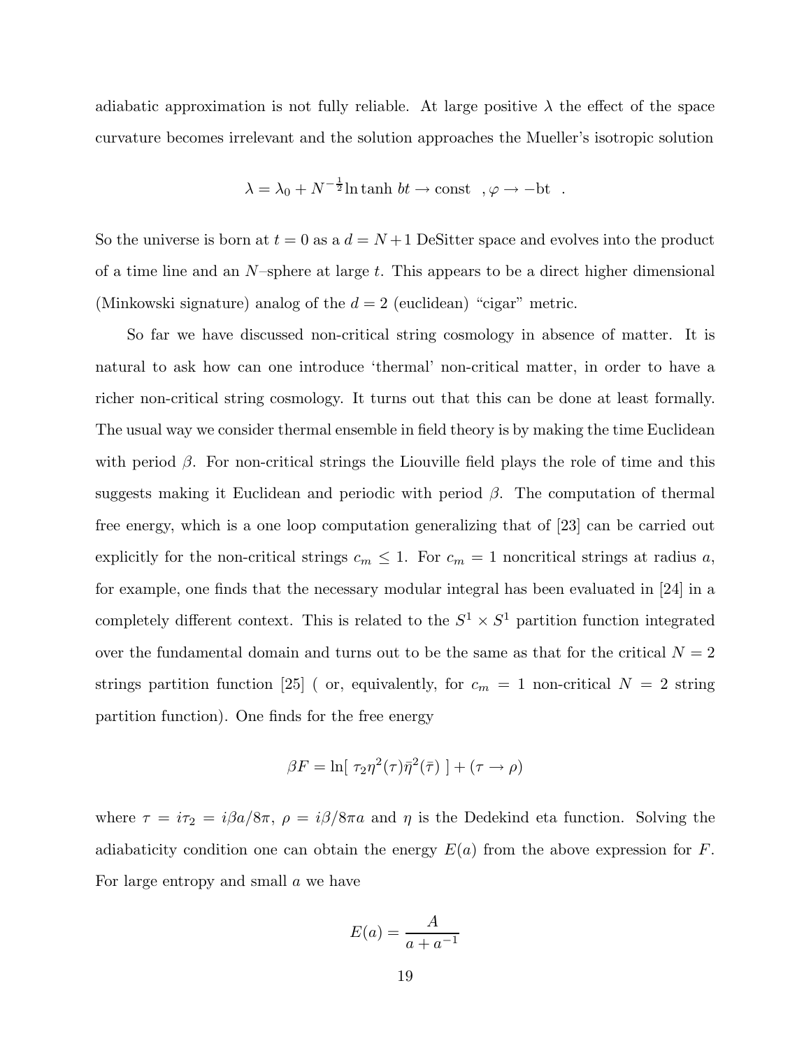adiabatic approximation is not fully reliable. At large positive $\lambda$ the effect of the space curvature becomes irrelevant and the solution approaches the Mueller's isotropic solution

$$\lambda = \lambda_0 + N^{-\frac{1}{2}} \ln \tanh bt \to \text{const} \quad , \varphi \to -\text{bt} \quad .$$

So the universe is born at $t = 0$ as a $d = N + 1$ DeSitter space and evolves into the product of a time line and an $N$–sphere at large $t$. This appears to be a direct higher dimensional (Minkowski signature) analog of the $d = 2$ (euclidean) "cigar" metric.

So far we have discussed non-critical string cosmology in absence of matter. It is natural to ask how can one introduce 'thermal' non-critical matter, in order to have a richer non-critical string cosmology. It turns out that this can be done at least formally. The usual way we consider thermal ensemble in field theory is by making the time Euclidean with period $\beta$. For non-critical strings the Liouville field plays the role of time and this suggests making it Euclidean and periodic with period $\beta$. The computation of thermal free energy, which is a one loop computation generalizing that of [23] can be carried out explicitly for the non-critical strings $c_m \leq 1$. For $c_m = 1$ noncritical strings at radius $a$, for example, one finds that the necessary modular integral has been evaluated in [24] in a completely different context. This is related to the $S^1 \times S^1$ partition function integrated over the fundamental domain and turns out to be the same as that for the critical $N = 2$ strings partition function [25] ( or, equivalently, for $c_m = 1$ non-critical $N = 2$ string partition function). One finds for the free energy

$$\beta F = \ln[\ \tau_2 \eta^2(\tau) \bar{\eta}^2(\bar{\tau})\ ] + (\tau \to \rho)$$

where $\tau = i\tau_2 = i\beta a/8\pi$, $\rho = i\beta/8\pi a$ and $\eta$ is the Dedekind eta function. Solving the adiabaticity condition one can obtain the energy $E(a)$ from the above expression for $F$. For large entropy and small $a$ we have

$$E(a) = \frac{A}{a + a^{-1}}$$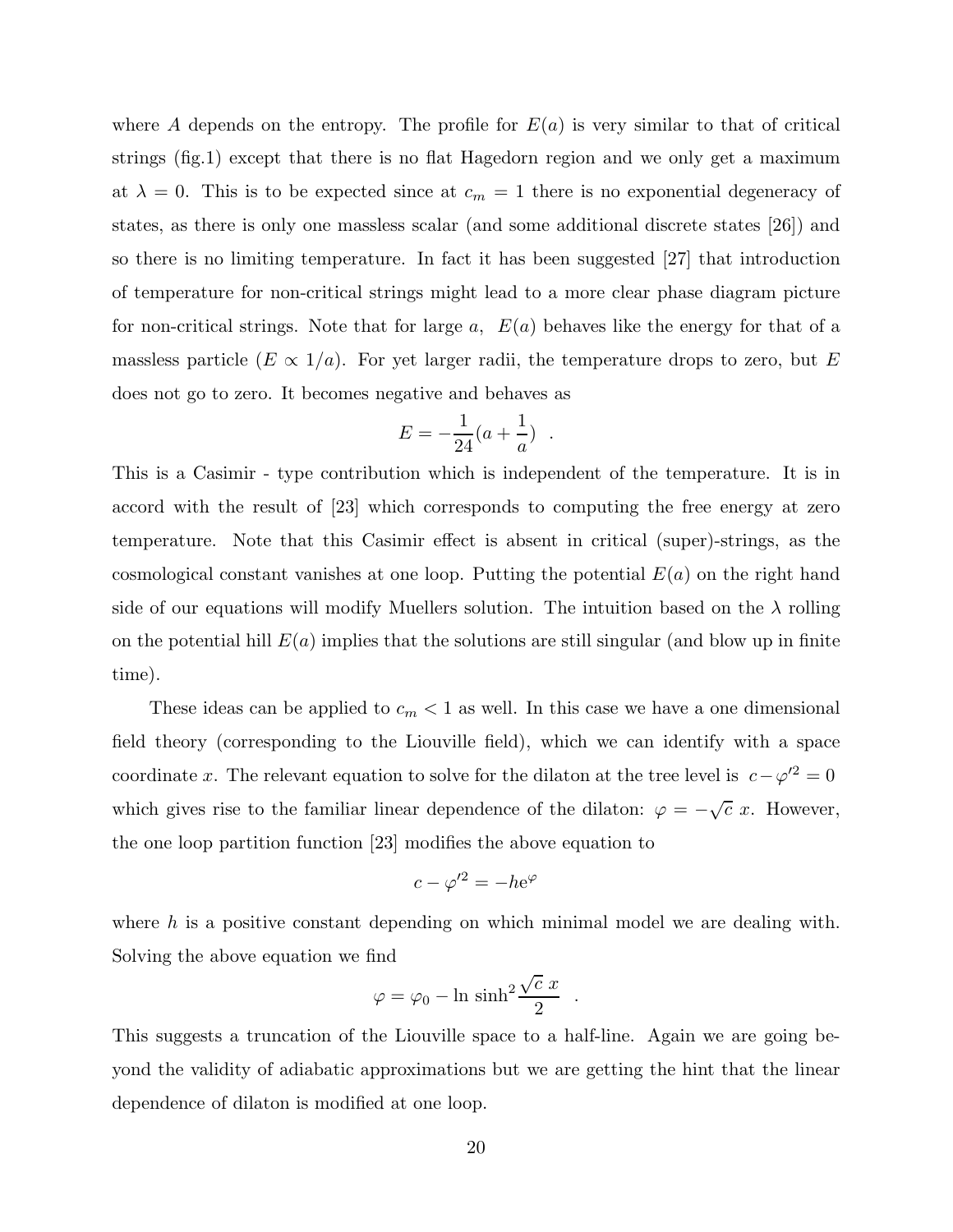where $A$ depends on the entropy. The profile for $E(a)$ is very similar to that of critical strings (fig.1) except that there is no flat Hagedorn region and we only get a maximum at $\lambda = 0$. This is to be expected since at $c_m = 1$ there is no exponential degeneracy of states, as there is only one massless scalar (and some additional discrete states [26]) and so there is no limiting temperature. In fact it has been suggested [27] that introduction of temperature for non-critical strings might lead to a more clear phase diagram picture for non-critical strings. Note that for large $a$, $E(a)$ behaves like the energy for that of a massless particle ($E \propto 1/a$). For yet larger radii, the temperature drops to zero, but $E$ does not go to zero. It becomes negative and behaves as

$$E = -\frac{1}{24}(a + \frac{1}{a}) \quad .$$

This is a Casimir - type contribution which is independent of the temperature. It is in accord with the result of [23] which corresponds to computing the free energy at zero temperature. Note that this Casimir effect is absent in critical (super)-strings, as the cosmological constant vanishes at one loop. Putting the potential $E(a)$ on the right hand side of our equations will modify Muellers solution. The intuition based on the $\lambda$ rolling on the potential hill $E(a)$ implies that the solutions are still singular (and blow up in finite time).

These ideas can be applied to $c_m < 1$ as well. In this case we have a one dimensional field theory (corresponding to the Liouville field), which we can identify with a space coordinate $x$. The relevant equation to solve for the dilaton at the tree level is $c - \varphi'^2 = 0$ which gives rise to the familiar linear dependence of the dilaton: $\varphi = -\sqrt{c}\, x$. However, the one loop partition function [23] modifies the above equation to

$$c - \varphi'^2 = -h e^{\varphi}$$

where $h$ is a positive constant depending on which minimal model we are dealing with. Solving the above equation we find

$$\varphi = \varphi_0 - \ln \sinh^2 \frac{\sqrt{c}\, x}{2} \quad .$$

This suggests a truncation of the Liouville space to a half-line. Again we are going beyond the validity of adiabatic approximations but we are getting the hint that the linear dependence of dilaton is modified at one loop.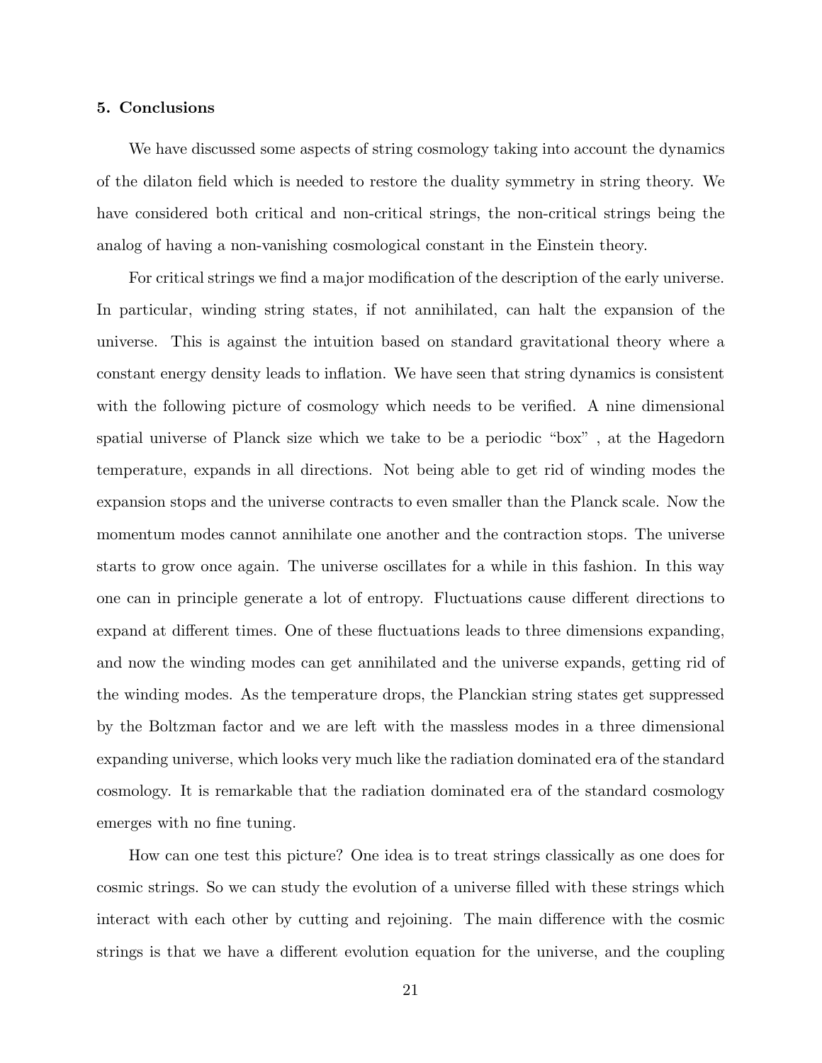### 5. Conclusions

We have discussed some aspects of string cosmology taking into account the dynamics of the dilaton field which is needed to restore the duality symmetry in string theory. We have considered both critical and non-critical strings, the non-critical strings being the analog of having a non-vanishing cosmological constant in the Einstein theory.

For critical strings we find a major modification of the description of the early universe. In particular, winding string states, if not annihilated, can halt the expansion of the universe. This is against the intuition based on standard gravitational theory where a constant energy density leads to inflation. We have seen that string dynamics is consistent with the following picture of cosmology which needs to be verified. A nine dimensional spatial universe of Planck size which we take to be a periodic "box" , at the Hagedorn temperature, expands in all directions. Not being able to get rid of winding modes the expansion stops and the universe contracts to even smaller than the Planck scale. Now the momentum modes cannot annihilate one another and the contraction stops. The universe starts to grow once again. The universe oscillates for a while in this fashion. In this way one can in principle generate a lot of entropy. Fluctuations cause different directions to expand at different times. One of these fluctuations leads to three dimensions expanding, and now the winding modes can get annihilated and the universe expands, getting rid of the winding modes. As the temperature drops, the Planckian string states get suppressed by the Boltzman factor and we are left with the massless modes in a three dimensional expanding universe, which looks very much like the radiation dominated era of the standard cosmology. It is remarkable that the radiation dominated era of the standard cosmology emerges with no fine tuning.

How can one test this picture? One idea is to treat strings classically as one does for cosmic strings. So we can study the evolution of a universe filled with these strings which interact with each other by cutting and rejoining. The main difference with the cosmic strings is that we have a different evolution equation for the universe, and the coupling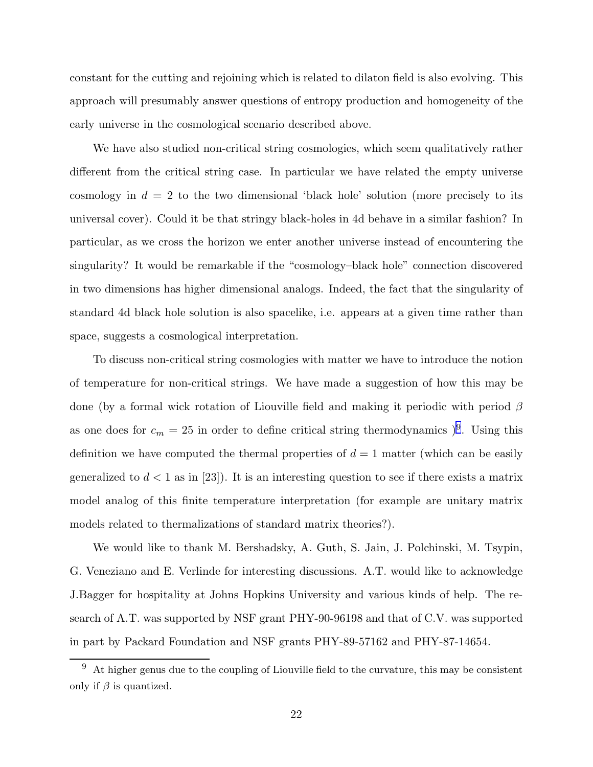constant for the cutting and rejoining which is related to dilaton field is also evolving. This approach will presumably answer questions of entropy production and homogeneity of the early universe in the cosmological scenario described above.

We have also studied non-critical string cosmologies, which seem qualitatively rather different from the critical string case. In particular we have related the empty universe cosmology in $d = 2$ to the two dimensional 'black hole' solution (more precisely to its universal cover). Could it be that stringy black-holes in 4d behave in a similar fashion? In particular, as we cross the horizon we enter another universe instead of encountering the singularity? It would be remarkable if the "cosmology–black hole" connection discovered in two dimensions has higher dimensional analogs. Indeed, the fact that the singularity of standard 4d black hole solution is also spacelike, i.e. appears at a given time rather than space, suggests a cosmological interpretation.

To discuss non-critical string cosmologies with matter we have to introduce the notion of temperature for non-critical strings. We have made a suggestion of how this may be done (by a formal wick rotation of Liouville field and making it periodic with period $\beta$ as one does for $c_m = 25$ in order to define critical string thermodynamics )[9]. Using this definition we have computed the thermal properties of $d = 1$ matter (which can be easily generalized to $d < 1$ as in [23]). It is an interesting question to see if there exists a matrix model analog of this finite temperature interpretation (for example are unitary matrix models related to thermalizations of standard matrix theories?).

We would like to thank M. Bershadsky, A. Guth, S. Jain, J. Polchinski, M. Tsypin, G. Veneziano and E. Verlinde for interesting discussions. A.T. would like to acknowledge J.Bagger for hospitality at Johns Hopkins University and various kinds of help. The research of A.T. was supported by NSF grant PHY-90-96198 and that of C.V. was supported in part by Packard Foundation and NSF grants PHY-89-57162 and PHY-87-14654.

[9] At higher genus due to the coupling of Liouville field to the curvature, this may be consistent only if $\beta$ is quantized.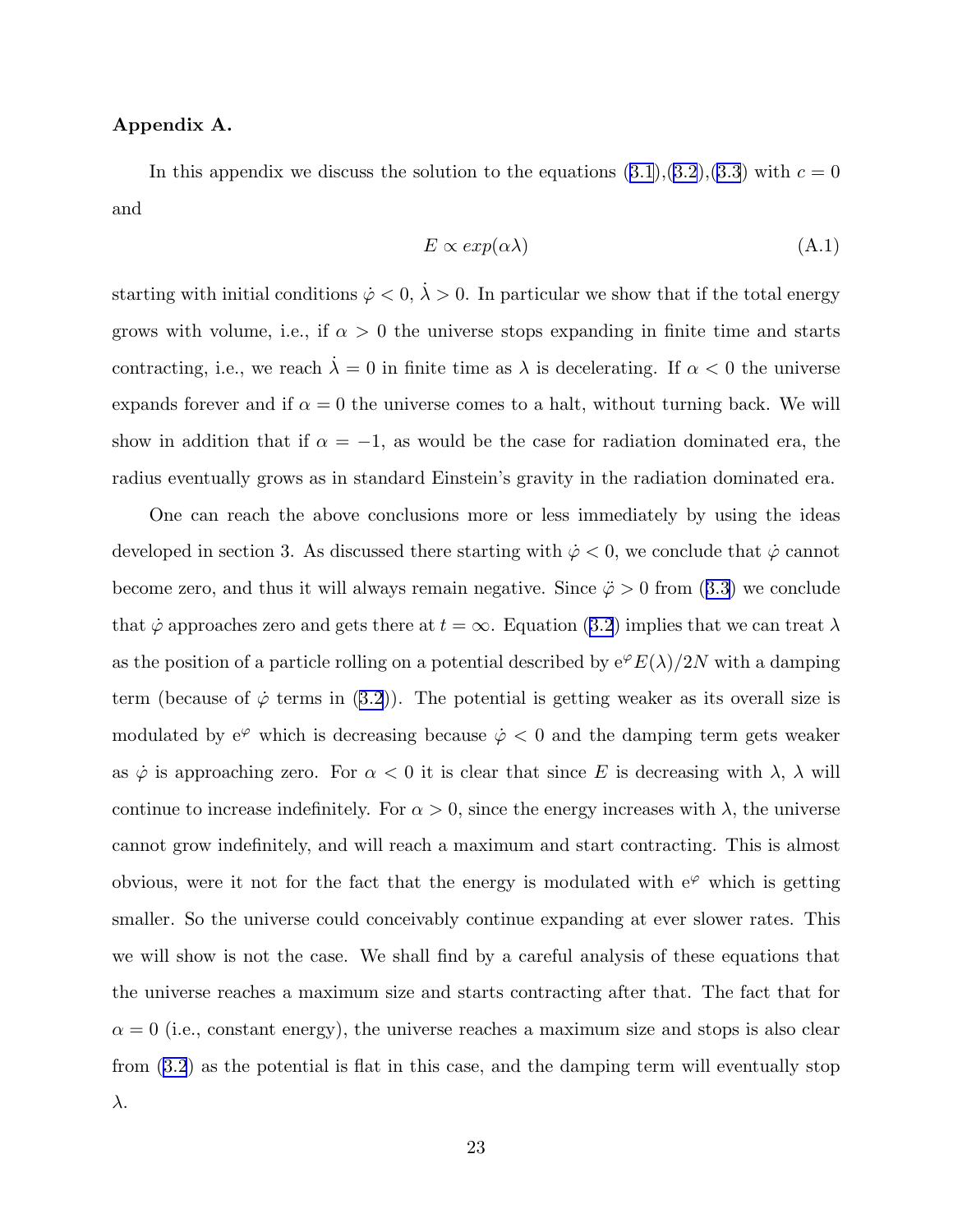**Appendix A.**

In this appendix we discuss the solution to the equations (3.1),(3.2),(3.3) with $c = 0$ and

$$E \propto exp(\alpha\lambda) \tag{A.1}$$

starting with initial conditions $\dot{\varphi} < 0$, $\dot{\lambda} > 0$. In particular we show that if the total energy grows with volume, i.e., if $\alpha > 0$ the universe stops expanding in finite time and starts contracting, i.e., we reach $\dot{\lambda} = 0$ in finite time as $\lambda$ is decelerating. If $\alpha < 0$ the universe expands forever and if $\alpha = 0$ the universe comes to a halt, without turning back. We will show in addition that if $\alpha = -1$, as would be the case for radiation dominated era, the radius eventually grows as in standard Einstein's gravity in the radiation dominated era.

One can reach the above conclusions more or less immediately by using the ideas developed in section 3. As discussed there starting with $\dot{\varphi} < 0$, we conclude that $\dot{\varphi}$ cannot become zero, and thus it will always remain negative. Since $\ddot{\varphi} > 0$ from (3.3) we conclude that $\dot{\varphi}$ approaches zero and gets there at $t = \infty$. Equation (3.2) implies that we can treat $\lambda$ as the position of a particle rolling on a potential described by $\mathrm{e}^{\varphi} E(\lambda)/2N$ with a damping term (because of $\dot{\varphi}$ terms in (3.2)). The potential is getting weaker as its overall size is modulated by $\mathrm{e}^{\varphi}$ which is decreasing because $\dot{\varphi} < 0$ and the damping term gets weaker as $\dot{\varphi}$ is approaching zero. For $\alpha < 0$ it is clear that since $E$ is decreasing with $\lambda$, $\lambda$ will continue to increase indefinitely. For $\alpha > 0$, since the energy increases with $\lambda$, the universe cannot grow indefinitely, and will reach a maximum and start contracting. This is almost obvious, were it not for the fact that the energy is modulated with $\mathrm{e}^{\varphi}$ which is getting smaller. So the universe could conceivably continue expanding at ever slower rates. This we will show is not the case. We shall find by a careful analysis of these equations that the universe reaches a maximum size and starts contracting after that. The fact that for $\alpha = 0$ (i.e., constant energy), the universe reaches a maximum size and stops is also clear from (3.2) as the potential is flat in this case, and the damping term will eventually stop $\lambda$.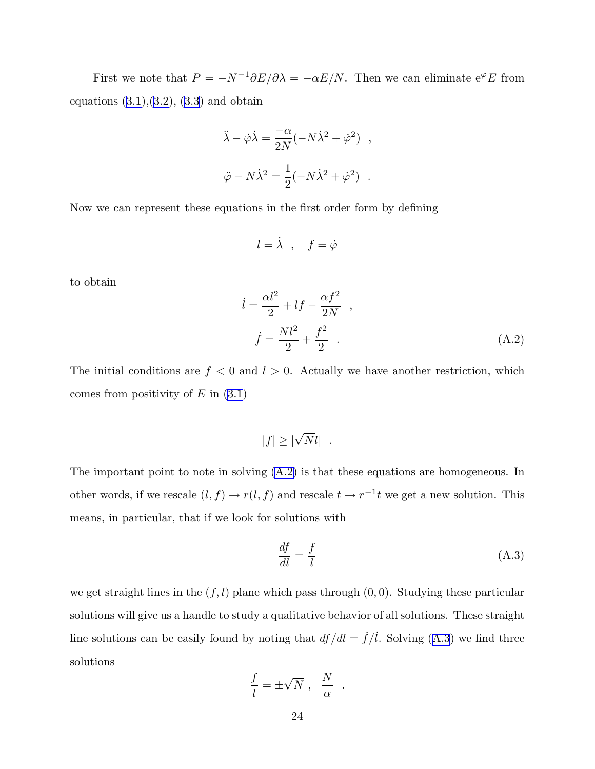First we note that $P = -N^{-1}\partial E/\partial\lambda = -\alpha E/N$. Then we can eliminate $e^{\varphi}E$ from equations (3.1),(3.2), (3.3) and obtain

$$
\ddot{\lambda} - \dot{\varphi}\dot{\lambda} = \frac{-\alpha}{2N}(-N\dot{\lambda}^2 + \dot{\varphi}^2) \quad ,
$$

$$
\ddot{\varphi} - N\dot{\lambda}^2 = \frac{1}{2}(-N\dot{\lambda}^2 + \dot{\varphi}^2) \quad .
$$

Now we can represent these equations in the first order form by defining

$$
l = \dot{\lambda} \quad , \quad f = \dot{\varphi}
$$

to obtain

$$
\dot{l} = \frac{\alpha l^2}{2} + lf - \frac{\alpha f^2}{2N} \quad ,
$$

$$
\dot{f} = \frac{Nl^2}{2} + \frac{f^2}{2} \quad . \tag{A.2}
$$

The initial conditions are $f < 0$ and $l > 0$. Actually we have another restriction, which comes from positivity of $E$ in (3.1)

$$
|f| \geq |\sqrt{N}l| \quad .
$$

The important point to note in solving (A.2) is that these equations are homogeneous. In other words, if we rescale $(l,f) \to r(l,f)$ and rescale $t \to r^{-1}t$ we get a new solution. This means, in particular, that if we look for solutions with

$$
\frac{df}{dl} = \frac{f}{l} \tag{A.3}
$$

we get straight lines in the $(f,l)$ plane which pass through $(0,0)$. Studying these particular solutions will give us a handle to study a qualitative behavior of all solutions. These straight line solutions can be easily found by noting that $df/dl = \dot{f}/\dot{l}$. Solving (A.3) we find three solutions

$$
\frac{f}{l} = \pm\sqrt{N} \,, \quad \frac{N}{\alpha} \quad .
$$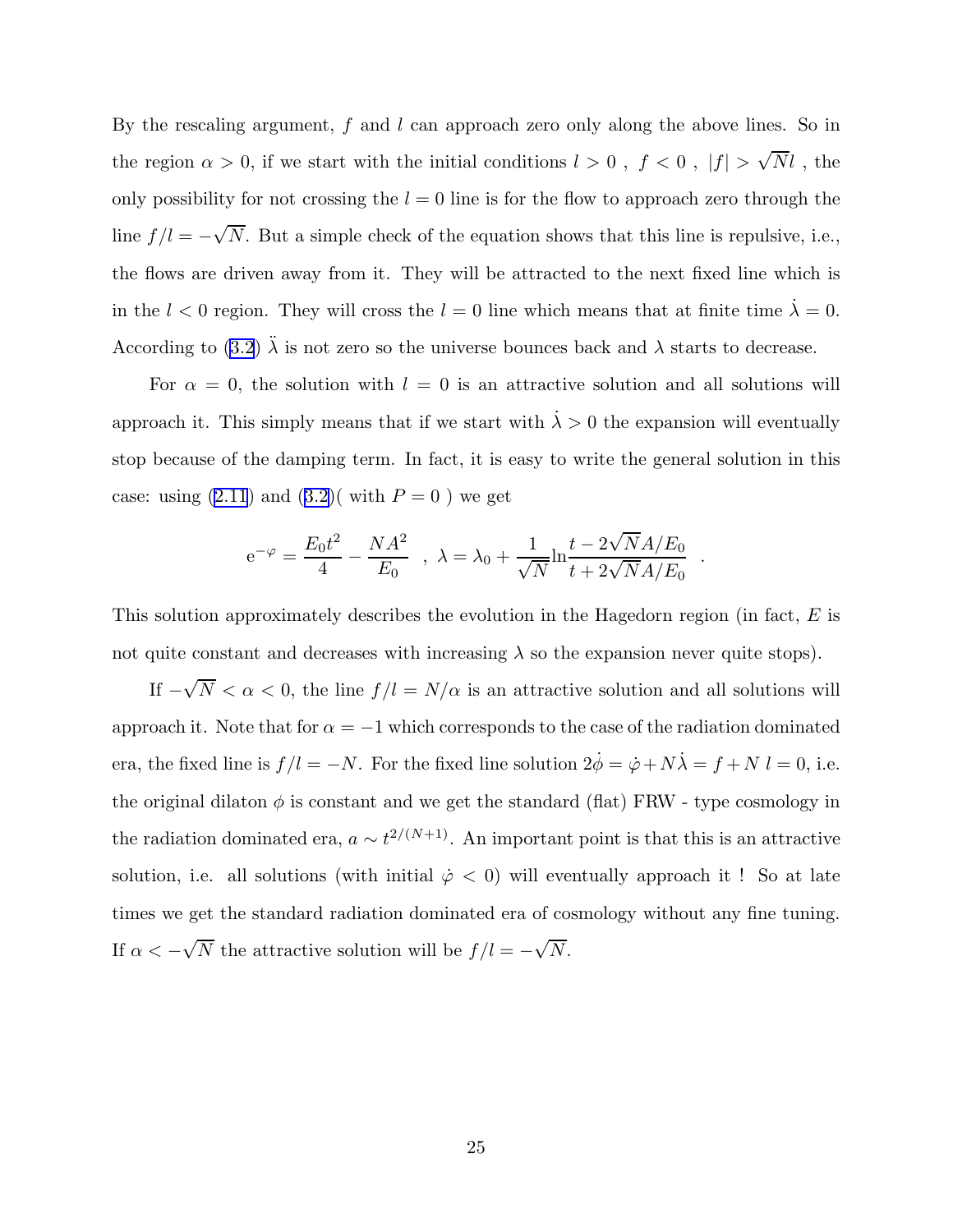By the rescaling argument, $f$ and $l$ can approach zero only along the above lines. So in the region $\alpha > 0$, if we start with the initial conditions $l > 0$ , $f < 0$ , $|f| > \sqrt{N}l$ , the only possibility for not crossing the $l = 0$ line is for the flow to approach zero through the line $f/l = -\sqrt{N}$. But a simple check of the equation shows that this line is repulsive, i.e., the flows are driven away from it. They will be attracted to the next fixed line which is in the $l < 0$ region. They will cross the $l = 0$ line which means that at finite time $\dot{\lambda} = 0$. According to (3.2) $\ddot{\lambda}$ is not zero so the universe bounces back and $\lambda$ starts to decrease.

For $\alpha = 0$, the solution with $l = 0$ is an attractive solution and all solutions will approach it. This simply means that if we start with $\dot{\lambda} > 0$ the expansion will eventually stop because of the damping term. In fact, it is easy to write the general solution in this case: using (2.11) and (3.2)( with $P = 0$ ) we get

$$\mathrm{e}^{-\varphi} = \frac{E_0 t^2}{4} - \frac{NA^2}{E_0} \ \ , \ \lambda = \lambda_0 + \frac{1}{\sqrt{N}} \ln \frac{t - 2\sqrt{N}A/E_0}{t + 2\sqrt{N}A/E_0} \ \ .$$

This solution approximately describes the evolution in the Hagedorn region (in fact, $E$ is not quite constant and decreases with increasing $\lambda$ so the expansion never quite stops).

If $-\sqrt{N} < \alpha < 0$, the line $f/l = N/\alpha$ is an attractive solution and all solutions will approach it. Note that for $\alpha = -1$ which corresponds to the case of the radiation dominated era, the fixed line is $f/l = -N$. For the fixed line solution $2\dot{\phi} = \dot{\varphi} + N\dot{\lambda} = f + N\,l = 0$, i.e. the original dilaton $\phi$ is constant and we get the standard (flat) FRW - type cosmology in the radiation dominated era, $a \sim t^{2/(N+1)}$. An important point is that this is an attractive solution, i.e. all solutions (with initial $\dot{\varphi} < 0$) will eventually approach it ! So at late times we get the standard radiation dominated era of cosmology without any fine tuning. If $\alpha < -\sqrt{N}$ the attractive solution will be $f/l = -\sqrt{N}$.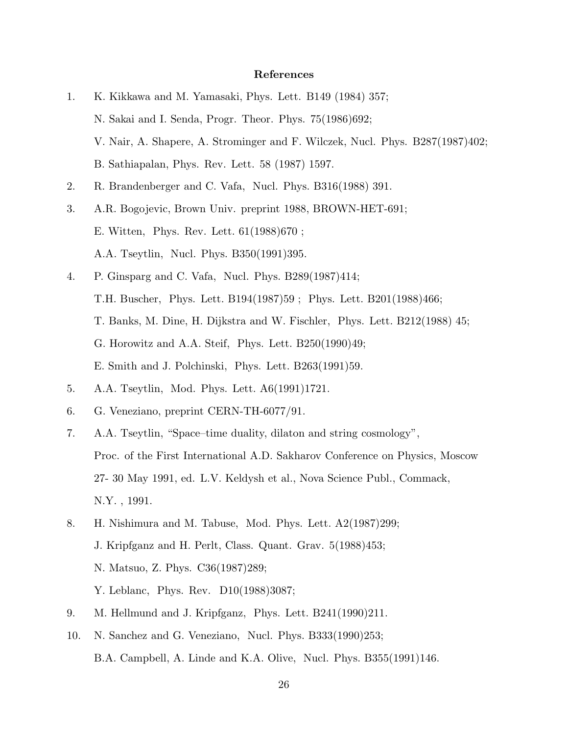**References**

1. K. Kikkawa and M. Yamasaki, Phys. Lett. B149 (1984) 357;
   N. Sakai and I. Senda, Progr. Theor. Phys. 75(1986)692;
   V. Nair, A. Shapere, A. Strominger and F. Wilczek, Nucl. Phys. B287(1987)402;
   B. Sathiapalan, Phys. Rev. Lett. 58 (1987) 1597.
2. R. Brandenberger and C. Vafa, Nucl. Phys. B316(1988) 391.
3. A.R. Bogojevic, Brown Univ. preprint 1988, BROWN-HET-691;
   E. Witten, Phys. Rev. Lett. 61(1988)670 ;
   A.A. Tseytlin, Nucl. Phys. B350(1991)395.
4. P. Ginsparg and C. Vafa, Nucl. Phys. B289(1987)414;
   T.H. Buscher, Phys. Lett. B194(1987)59 ; Phys. Lett. B201(1988)466;
   T. Banks, M. Dine, H. Dijkstra and W. Fischler, Phys. Lett. B212(1988) 45;
   G. Horowitz and A.A. Steif, Phys. Lett. B250(1990)49;
   E. Smith and J. Polchinski, Phys. Lett. B263(1991)59.
5. A.A. Tseytlin, Mod. Phys. Lett. A6(1991)1721.
6. G. Veneziano, preprint CERN-TH-6077/91.
7. A.A. Tseytlin, "Space–time duality, dilaton and string cosmology", Proc. of the First International A.D. Sakharov Conference on Physics, Moscow 27- 30 May 1991, ed. L.V. Keldysh et al., Nova Science Publ., Commack, N.Y. , 1991.
8. H. Nishimura and M. Tabuse, Mod. Phys. Lett. A2(1987)299;
   J. Kripfganz and H. Perlt, Class. Quant. Grav. 5(1988)453;
   N. Matsuo, Z. Phys. C36(1987)289;
   Y. Leblanc, Phys. Rev. D10(1988)3087;
9. M. Hellmund and J. Kripfganz, Phys. Lett. B241(1990)211.
10. N. Sanchez and G. Veneziano, Nucl. Phys. B333(1990)253;
    B.A. Campbell, A. Linde and K.A. Olive, Nucl. Phys. B355(1991)146.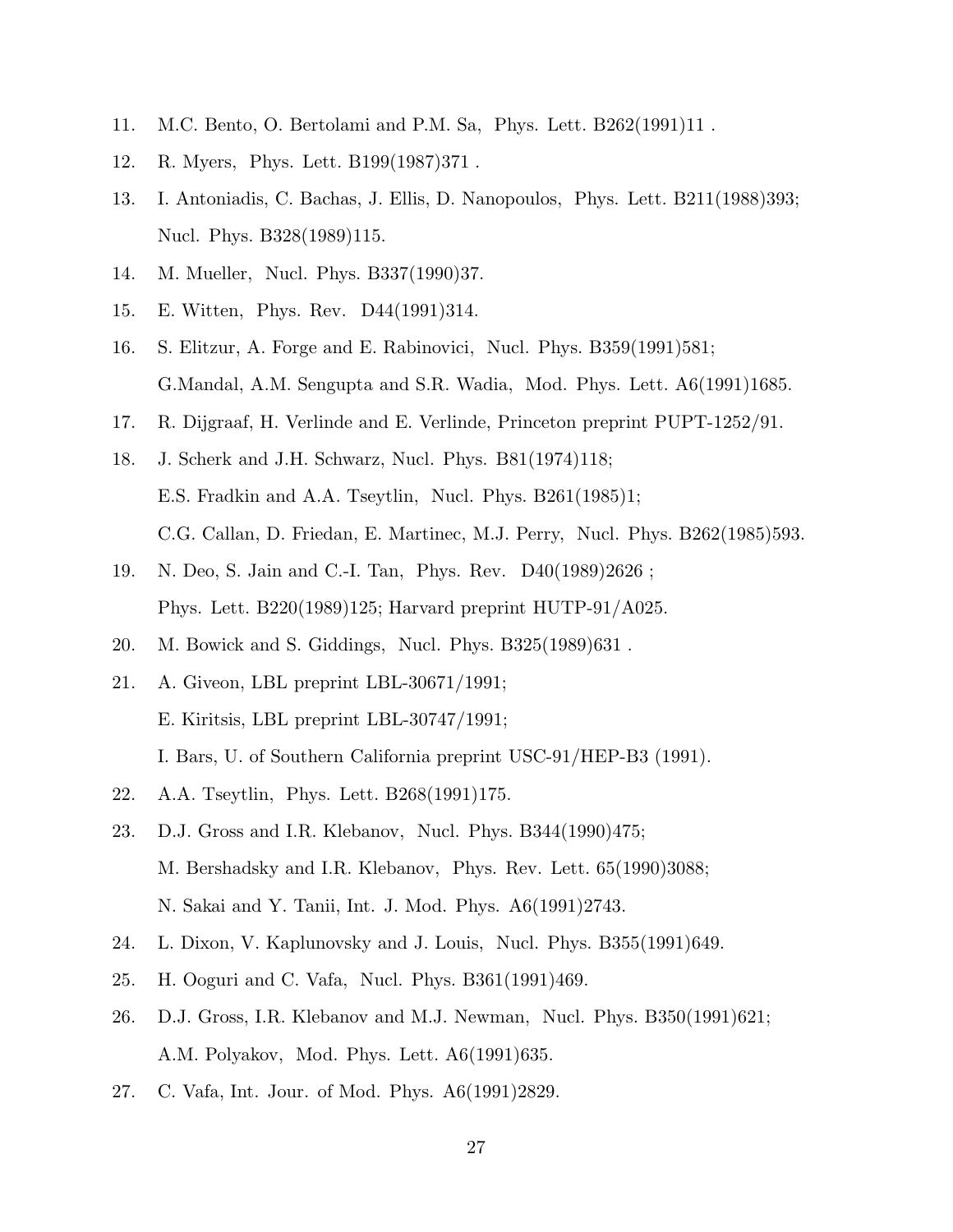11. M.C. Bento, O. Bertolami and P.M. Sa, Phys. Lett. B262(1991)11 .
12. R. Myers, Phys. Lett. B199(1987)371 .
13. I. Antoniadis, C. Bachas, J. Ellis, D. Nanopoulos, Phys. Lett. B211(1988)393; Nucl. Phys. B328(1989)115.
14. M. Mueller, Nucl. Phys. B337(1990)37.
15. E. Witten, Phys. Rev. D44(1991)314.
16. S. Elitzur, A. Forge and E. Rabinovici, Nucl. Phys. B359(1991)581; G.Mandal, A.M. Sengupta and S.R. Wadia, Mod. Phys. Lett. A6(1991)1685.
17. R. Dijgraaf, H. Verlinde and E. Verlinde, Princeton preprint PUPT-1252/91.
18. J. Scherk and J.H. Schwarz, Nucl. Phys. B81(1974)118; E.S. Fradkin and A.A. Tseytlin, Nucl. Phys. B261(1985)1; C.G. Callan, D. Friedan, E. Martinec, M.J. Perry, Nucl. Phys. B262(1985)593.
19. N. Deo, S. Jain and C.-I. Tan, Phys. Rev. D40(1989)2626 ; Phys. Lett. B220(1989)125; Harvard preprint HUTP-91/A025.
20. M. Bowick and S. Giddings, Nucl. Phys. B325(1989)631 .
21. A. Giveon, LBL preprint LBL-30671/1991; E. Kiritsis, LBL preprint LBL-30747/1991; I. Bars, U. of Southern California preprint USC-91/HEP-B3 (1991).
22. A.A. Tseytlin, Phys. Lett. B268(1991)175.
23. D.J. Gross and I.R. Klebanov, Nucl. Phys. B344(1990)475; M. Bershadsky and I.R. Klebanov, Phys. Rev. Lett. 65(1990)3088; N. Sakai and Y. Tanii, Int. J. Mod. Phys. A6(1991)2743.
24. L. Dixon, V. Kaplunovsky and J. Louis, Nucl. Phys. B355(1991)649.
25. H. Ooguri and C. Vafa, Nucl. Phys. B361(1991)469.
26. D.J. Gross, I.R. Klebanov and M.J. Newman, Nucl. Phys. B350(1991)621; A.M. Polyakov, Mod. Phys. Lett. A6(1991)635.
27. C. Vafa, Int. Jour. of Mod. Phys. A6(1991)2829.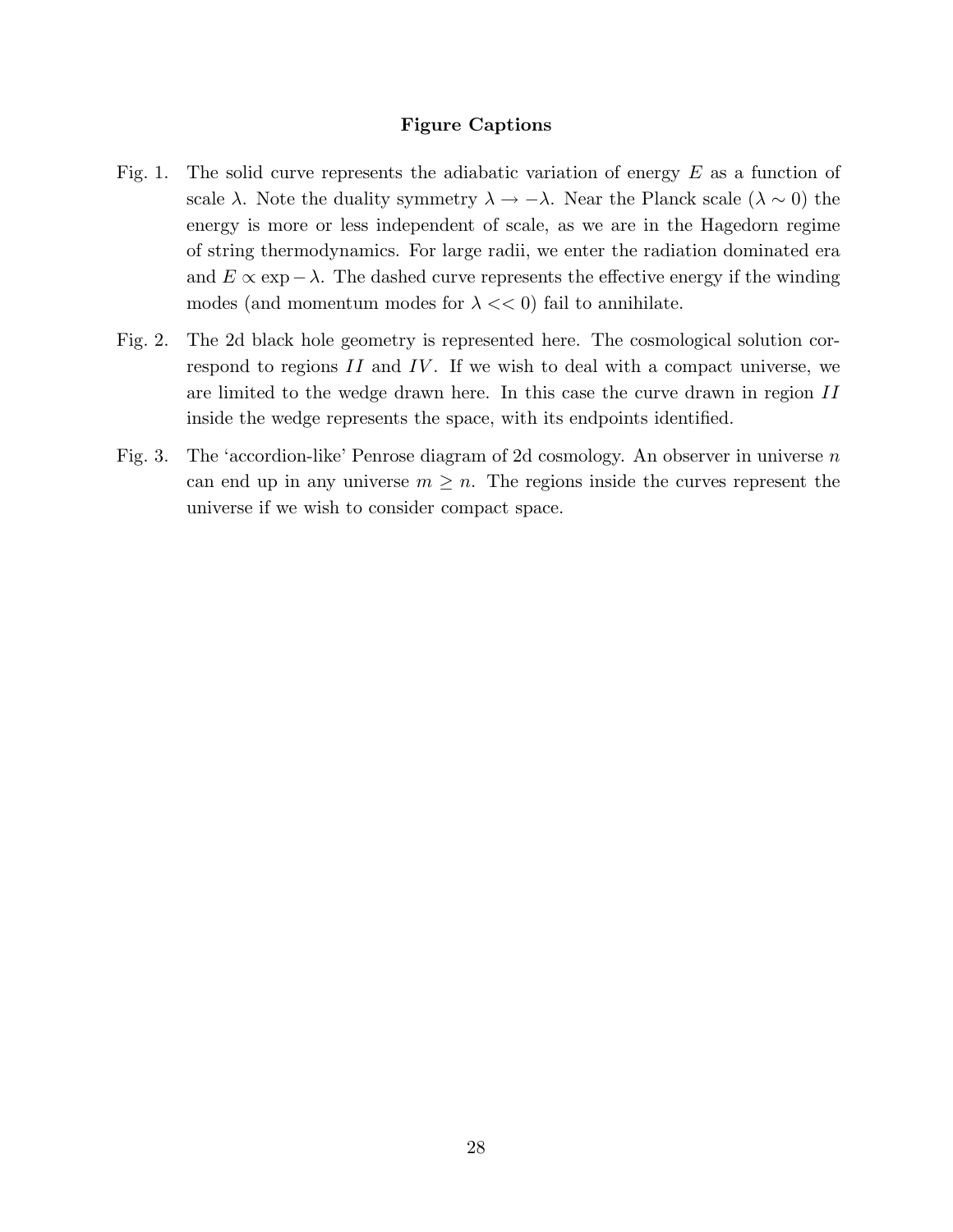## Figure Captions

Fig. 1. The solid curve represents the adiabatic variation of energy $E$ as a function of scale $\lambda$. Note the duality symmetry $\lambda \rightarrow -\lambda$. Near the Planck scale ($\lambda \sim 0$) the energy is more or less independent of scale, as we are in the Hagedorn regime of string thermodynamics. For large radii, we enter the radiation dominated era and $E \propto \exp -\lambda$. The dashed curve represents the effective energy if the winding modes (and momentum modes for $\lambda << 0$) fail to annihilate.

Fig. 2. The 2d black hole geometry is represented here. The cosmological solution correspond to regions $II$ and $IV$. If we wish to deal with a compact universe, we are limited to the wedge drawn here. In this case the curve drawn in region $II$ inside the wedge represents the space, with its endpoints identified.

Fig. 3. The 'accordion-like' Penrose diagram of 2d cosmology. An observer in universe $n$ can end up in any universe $m \geq n$. The regions inside the curves represent the universe if we wish to consider compact space.